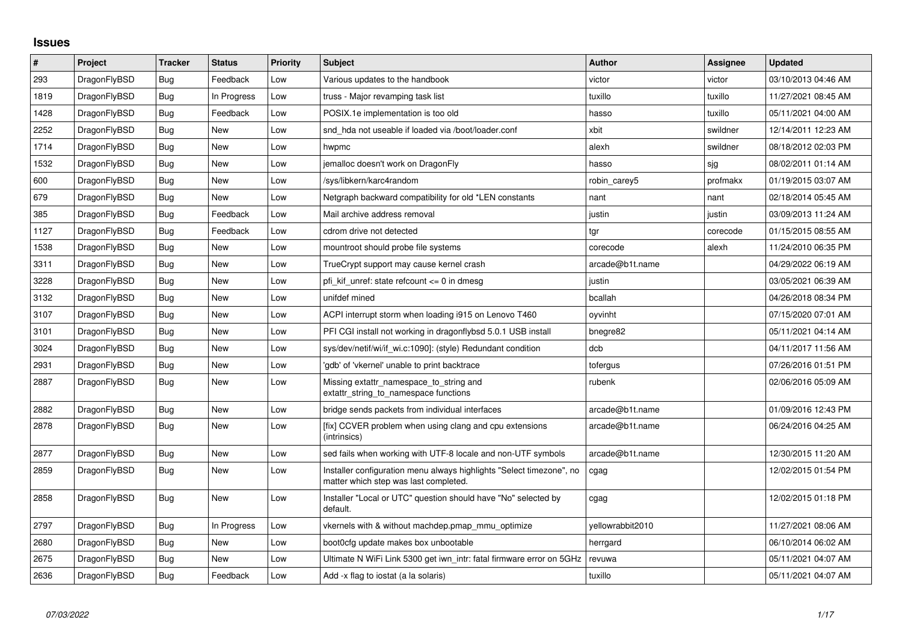## Issues

| # | Project | Tracker | Status | Priority | Subject | Author | Assignee | Updated |
|---|---|---|---|---|---|---|---|---|
| 293 | DragonFlyBSD | Bug | Feedback | Low | Various updates to the handbook | victor | victor | 03/10/2013 04:46 AM |
| 1819 | DragonFlyBSD | Bug | In Progress | Low | truss - Major revamping task list | tuxillo | tuxillo | 11/27/2021 08:45 AM |
| 1428 | DragonFlyBSD | Bug | Feedback | Low | POSIX.1e implementation is too old | hasso | tuxillo | 05/11/2021 04:00 AM |
| 2252 | DragonFlyBSD | Bug | New | Low | snd_hda not useable if loaded via /boot/loader.conf | xbit | swildner | 12/14/2011 12:23 AM |
| 1714 | DragonFlyBSD | Bug | New | Low | hwpmc | alexh | swildner | 08/18/2012 02:03 PM |
| 1532 | DragonFlyBSD | Bug | New | Low | jemalloc doesn't work on DragonFly | hasso | sjg | 08/02/2011 01:14 AM |
| 600 | DragonFlyBSD | Bug | New | Low | /sys/libkern/karc4random | robin_carey5 | profmakx | 01/19/2015 03:07 AM |
| 679 | DragonFlyBSD | Bug | New | Low | Netgraph backward compatibility for old *LEN constants | nant | nant | 02/18/2014 05:45 AM |
| 385 | DragonFlyBSD | Bug | Feedback | Low | Mail archive address removal | justin | justin | 03/09/2013 11:24 AM |
| 1127 | DragonFlyBSD | Bug | Feedback | Low | cdrom drive not detected | tgr | corecode | 01/15/2015 08:55 AM |
| 1538 | DragonFlyBSD | Bug | New | Low | mountroot should probe file systems | corecode | alexh | 11/24/2010 06:35 PM |
| 3311 | DragonFlyBSD | Bug | New | Low | TrueCrypt support may cause kernel crash | arcade@b1t.name | | 04/29/2022 06:19 AM |
| 3228 | DragonFlyBSD | Bug | New | Low | pfi_kif_unref: state refcount <= 0 in dmesg | justin | | 03/05/2021 06:39 AM |
| 3132 | DragonFlyBSD | Bug | New | Low | unifdef mined | bcallah | | 04/26/2018 08:34 PM |
| 3107 | DragonFlyBSD | Bug | New | Low | ACPI interrupt storm when loading i915 on Lenovo T460 | oyvinht | | 07/15/2020 07:01 AM |
| 3101 | DragonFlyBSD | Bug | New | Low | PFI CGI install not working in dragonflybsd 5.0.1 USB install | bnegre82 | | 05/11/2021 04:14 AM |
| 3024 | DragonFlyBSD | Bug | New | Low | sys/dev/netif/wi/if_wi.c:1090]: (style) Redundant condition | dcb | | 04/11/2017 11:56 AM |
| 2931 | DragonFlyBSD | Bug | New | Low | 'gdb' of 'vkernel' unable to print backtrace | tofergus | | 07/26/2016 01:51 PM |
| 2887 | DragonFlyBSD | Bug | New | Low | Missing extattr_namespace_to_string and extattr_string_to_namespace functions | rubenk | | 02/06/2016 05:09 AM |
| 2882 | DragonFlyBSD | Bug | New | Low | bridge sends packets from individual interfaces | arcade@b1t.name | | 01/09/2016 12:43 PM |
| 2878 | DragonFlyBSD | Bug | New | Low | [fix] CCVER problem when using clang and cpu extensions (intrinsics) | arcade@b1t.name | | 06/24/2016 04:25 AM |
| 2877 | DragonFlyBSD | Bug | New | Low | sed fails when working with UTF-8 locale and non-UTF symbols | arcade@b1t.name | | 12/30/2015 11:20 AM |
| 2859 | DragonFlyBSD | Bug | New | Low | Installer configuration menu always highlights "Select timezone", no matter which step was last completed. | cgag | | 12/02/2015 01:54 PM |
| 2858 | DragonFlyBSD | Bug | New | Low | Installer "Local or UTC" question should have "No" selected by default. | cgag | | 12/02/2015 01:18 PM |
| 2797 | DragonFlyBSD | Bug | In Progress | Low | vkernels with & without machdep.pmap_mmu_optimize | yellowrabbit2010 | | 11/27/2021 08:06 AM |
| 2680 | DragonFlyBSD | Bug | New | Low | boot0cfg update makes box unbootable | herrgard | | 06/10/2014 06:02 AM |
| 2675 | DragonFlyBSD | Bug | New | Low | Ultimate N WiFi Link 5300 get iwn_intr: fatal firmware error on 5GHz | revuwa | | 05/11/2021 04:07 AM |
| 2636 | DragonFlyBSD | Bug | Feedback | Low | Add -x flag to iostat (a la solaris) | tuxillo | | 05/11/2021 04:07 AM |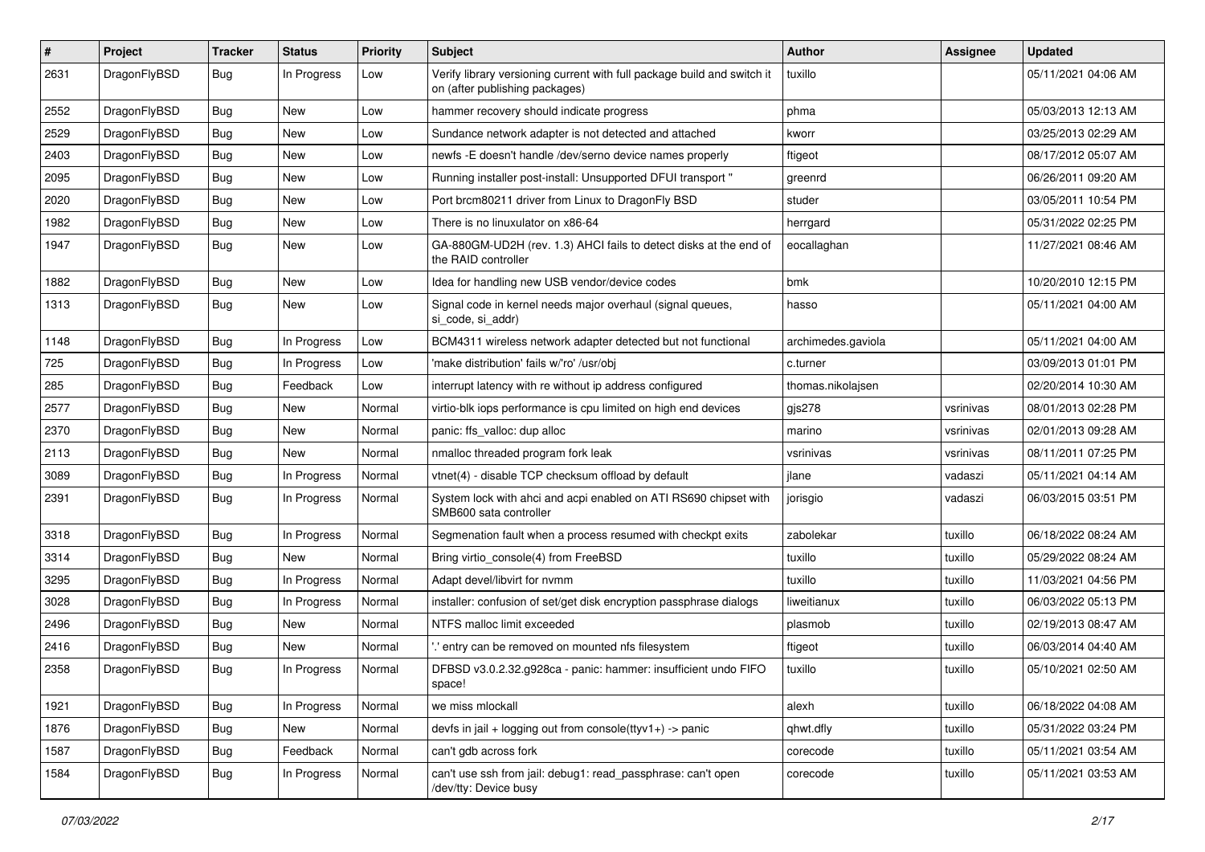| # | Project | Tracker | Status | Priority | Subject | Author | Assignee | Updated |
|---|---|---|---|---|---|---|---|---|
| 2631 | DragonFlyBSD | Bug | In Progress | Low | Verify library versioning current with full package build and switch it on (after publishing packages) | tuxillo | | 05/11/2021 04:06 AM |
| 2552 | DragonFlyBSD | Bug | New | Low | hammer recovery should indicate progress | phma | | 05/03/2013 12:13 AM |
| 2529 | DragonFlyBSD | Bug | New | Low | Sundance network adapter is not detected and attached | kworr | | 03/25/2013 02:29 AM |
| 2403 | DragonFlyBSD | Bug | New | Low | newfs -E doesn't handle /dev/serno device names properly | ftigeot | | 08/17/2012 05:07 AM |
| 2095 | DragonFlyBSD | Bug | New | Low | Running installer post-install: Unsupported DFUI transport " | greenrd | | 06/26/2011 09:20 AM |
| 2020 | DragonFlyBSD | Bug | New | Low | Port brcm80211 driver from Linux to DragonFly BSD | studer | | 03/05/2011 10:54 PM |
| 1982 | DragonFlyBSD | Bug | New | Low | There is no linuxulator on x86-64 | herrgard | | 05/31/2022 02:25 PM |
| 1947 | DragonFlyBSD | Bug | New | Low | GA-880GM-UD2H (rev. 1.3) AHCI fails to detect disks at the end of the RAID controller | eocallaghan | | 11/27/2021 08:46 AM |
| 1882 | DragonFlyBSD | Bug | New | Low | Idea for handling new USB vendor/device codes | bmk | | 10/20/2010 12:15 PM |
| 1313 | DragonFlyBSD | Bug | New | Low | Signal code in kernel needs major overhaul (signal queues, si_code, si_addr) | hasso | | 05/11/2021 04:00 AM |
| 1148 | DragonFlyBSD | Bug | In Progress | Low | BCM4311 wireless network adapter detected but not functional | archimedes.gaviola | | 05/11/2021 04:00 AM |
| 725 | DragonFlyBSD | Bug | In Progress | Low | 'make distribution' fails w/'ro' /usr/obj | c.turner | | 03/09/2013 01:01 PM |
| 285 | DragonFlyBSD | Bug | Feedback | Low | interrupt latency with re without ip address configured | thomas.nikolajsen | | 02/20/2014 10:30 AM |
| 2577 | DragonFlyBSD | Bug | New | Normal | virtio-blk iops performance is cpu limited on high end devices | gjs278 | vsrinivas | 08/01/2013 02:28 PM |
| 2370 | DragonFlyBSD | Bug | New | Normal | panic: ffs_valloc: dup alloc | marino | vsrinivas | 02/01/2013 09:28 AM |
| 2113 | DragonFlyBSD | Bug | New | Normal | nmalloc threaded program fork leak | vsrinivas | vsrinivas | 08/11/2011 07:25 PM |
| 3089 | DragonFlyBSD | Bug | In Progress | Normal | vtnet(4) - disable TCP checksum offload by default | jlane | vadaszi | 05/11/2021 04:14 AM |
| 2391 | DragonFlyBSD | Bug | In Progress | Normal | System lock with ahci and acpi enabled on ATI RS690 chipset with SMB600 sata controller | jorisgio | vadaszi | 06/03/2015 03:51 PM |
| 3318 | DragonFlyBSD | Bug | In Progress | Normal | Segmenation fault when a process resumed with checkpt exits | zabolekar | tuxillo | 06/18/2022 08:24 AM |
| 3314 | DragonFlyBSD | Bug | New | Normal | Bring virtio_console(4) from FreeBSD | tuxillo | tuxillo | 05/29/2022 08:24 AM |
| 3295 | DragonFlyBSD | Bug | In Progress | Normal | Adapt devel/libvirt for nvmm | tuxillo | tuxillo | 11/03/2021 04:56 PM |
| 3028 | DragonFlyBSD | Bug | In Progress | Normal | installer: confusion of set/get disk encryption passphrase dialogs | liweitianux | tuxillo | 06/03/2022 05:13 PM |
| 2496 | DragonFlyBSD | Bug | New | Normal | NTFS malloc limit exceeded | plasmob | tuxillo | 02/19/2013 08:47 AM |
| 2416 | DragonFlyBSD | Bug | New | Normal | '.' entry can be removed on mounted nfs filesystem | ftigeot | tuxillo | 06/03/2014 04:40 AM |
| 2358 | DragonFlyBSD | Bug | In Progress | Normal | DFBSD v3.0.2.32.g928ca - panic: hammer: insufficient undo FIFO space! | tuxillo | tuxillo | 05/10/2021 02:50 AM |
| 1921 | DragonFlyBSD | Bug | In Progress | Normal | we miss mlockall | alexh | tuxillo | 06/18/2022 04:08 AM |
| 1876 | DragonFlyBSD | Bug | New | Normal | devfs in jail + logging out from console(ttyv1+) -> panic | qhwt.dfly | tuxillo | 05/31/2022 03:24 PM |
| 1587 | DragonFlyBSD | Bug | Feedback | Normal | can't gdb across fork | corecode | tuxillo | 05/11/2021 03:54 AM |
| 1584 | DragonFlyBSD | Bug | In Progress | Normal | can't use ssh from jail: debug1: read_passphrase: can't open /dev/tty: Device busy | corecode | tuxillo | 05/11/2021 03:53 AM |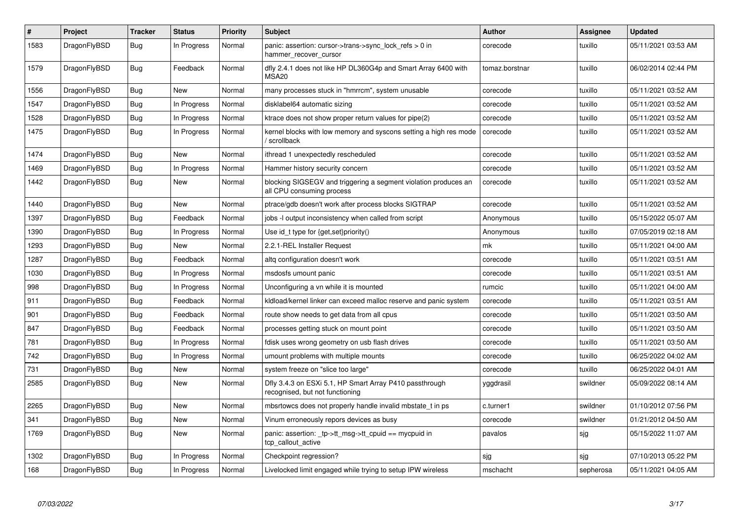| # | Project | Tracker | Status | Priority | Subject | Author | Assignee | Updated |
|---|---|---|---|---|---|---|---|---|
| 1583 | DragonFlyBSD | Bug | In Progress | Normal | panic: assertion: cursor->trans->sync_lock_refs > 0 in hammer_recover_cursor | corecode | tuxillo | 05/11/2021 03:53 AM |
| 1579 | DragonFlyBSD | Bug | Feedback | Normal | dfly 2.4.1 does not like HP DL360G4p and Smart Array 6400 with MSA20 | tomaz.borstnar | tuxillo | 06/02/2014 02:44 PM |
| 1556 | DragonFlyBSD | Bug | New | Normal | many processes stuck in "hmrrcm", system unusable | corecode | tuxillo | 05/11/2021 03:52 AM |
| 1547 | DragonFlyBSD | Bug | In Progress | Normal | disklabel64 automatic sizing | corecode | tuxillo | 05/11/2021 03:52 AM |
| 1528 | DragonFlyBSD | Bug | In Progress | Normal | ktrace does not show proper return values for pipe(2) | corecode | tuxillo | 05/11/2021 03:52 AM |
| 1475 | DragonFlyBSD | Bug | In Progress | Normal | kernel blocks with low memory and syscons setting a high res mode / scrollback | corecode | tuxillo | 05/11/2021 03:52 AM |
| 1474 | DragonFlyBSD | Bug | New | Normal | ithread 1 unexpectedly rescheduled | corecode | tuxillo | 05/11/2021 03:52 AM |
| 1469 | DragonFlyBSD | Bug | In Progress | Normal | Hammer history security concern | corecode | tuxillo | 05/11/2021 03:52 AM |
| 1442 | DragonFlyBSD | Bug | New | Normal | blocking SIGSEGV and triggering a segment violation produces an all CPU consuming process | corecode | tuxillo | 05/11/2021 03:52 AM |
| 1440 | DragonFlyBSD | Bug | New | Normal | ptrace/gdb doesn't work after process blocks SIGTRAP | corecode | tuxillo | 05/11/2021 03:52 AM |
| 1397 | DragonFlyBSD | Bug | Feedback | Normal | jobs -l output inconsistency when called from script | Anonymous | tuxillo | 05/15/2022 05:07 AM |
| 1390 | DragonFlyBSD | Bug | In Progress | Normal | Use id_t type for {get,set}priority() | Anonymous | tuxillo | 07/05/2019 02:18 AM |
| 1293 | DragonFlyBSD | Bug | New | Normal | 2.2.1-REL Installer Request | mk | tuxillo | 05/11/2021 04:00 AM |
| 1287 | DragonFlyBSD | Bug | Feedback | Normal | altq configuration doesn't work | corecode | tuxillo | 05/11/2021 03:51 AM |
| 1030 | DragonFlyBSD | Bug | In Progress | Normal | msdosfs umount panic | corecode | tuxillo | 05/11/2021 03:51 AM |
| 998 | DragonFlyBSD | Bug | In Progress | Normal | Unconfiguring a vn while it is mounted | rumcic | tuxillo | 05/11/2021 04:00 AM |
| 911 | DragonFlyBSD | Bug | Feedback | Normal | kldload/kernel linker can exceed malloc reserve and panic system | corecode | tuxillo | 05/11/2021 03:51 AM |
| 901 | DragonFlyBSD | Bug | Feedback | Normal | route show needs to get data from all cpus | corecode | tuxillo | 05/11/2021 03:50 AM |
| 847 | DragonFlyBSD | Bug | Feedback | Normal | processes getting stuck on mount point | corecode | tuxillo | 05/11/2021 03:50 AM |
| 781 | DragonFlyBSD | Bug | In Progress | Normal | fdisk uses wrong geometry on usb flash drives | corecode | tuxillo | 05/11/2021 03:50 AM |
| 742 | DragonFlyBSD | Bug | In Progress | Normal | umount problems with multiple mounts | corecode | tuxillo | 06/25/2022 04:02 AM |
| 731 | DragonFlyBSD | Bug | New | Normal | system freeze on "slice too large" | corecode | tuxillo | 06/25/2022 04:01 AM |
| 2585 | DragonFlyBSD | Bug | New | Normal | Dfly 3.4.3 on ESXi 5.1, HP Smart Array P410 passthrough recognised, but not functioning | yggdrasil | swildner | 05/09/2022 08:14 AM |
| 2265 | DragonFlyBSD | Bug | New | Normal | mbsrtowcs does not properly handle invalid mbstate_t in ps | c.turner1 | swildner | 01/10/2012 07:56 PM |
| 341 | DragonFlyBSD | Bug | New | Normal | Vinum erroneously repors devices as busy | corecode | swildner | 01/21/2012 04:50 AM |
| 1769 | DragonFlyBSD | Bug | New | Normal | panic: assertion: _tp->tt_msg->tt_cpuid == mycpuid in tcp_callout_active | pavalos | sjg | 05/15/2022 11:07 AM |
| 1302 | DragonFlyBSD | Bug | In Progress | Normal | Checkpoint regression? | sjg | sjg | 07/10/2013 05:22 PM |
| 168 | DragonFlyBSD | Bug | In Progress | Normal | Livelocked limit engaged while trying to setup IPW wireless | mschacht | sepherosa | 05/11/2021 04:05 AM |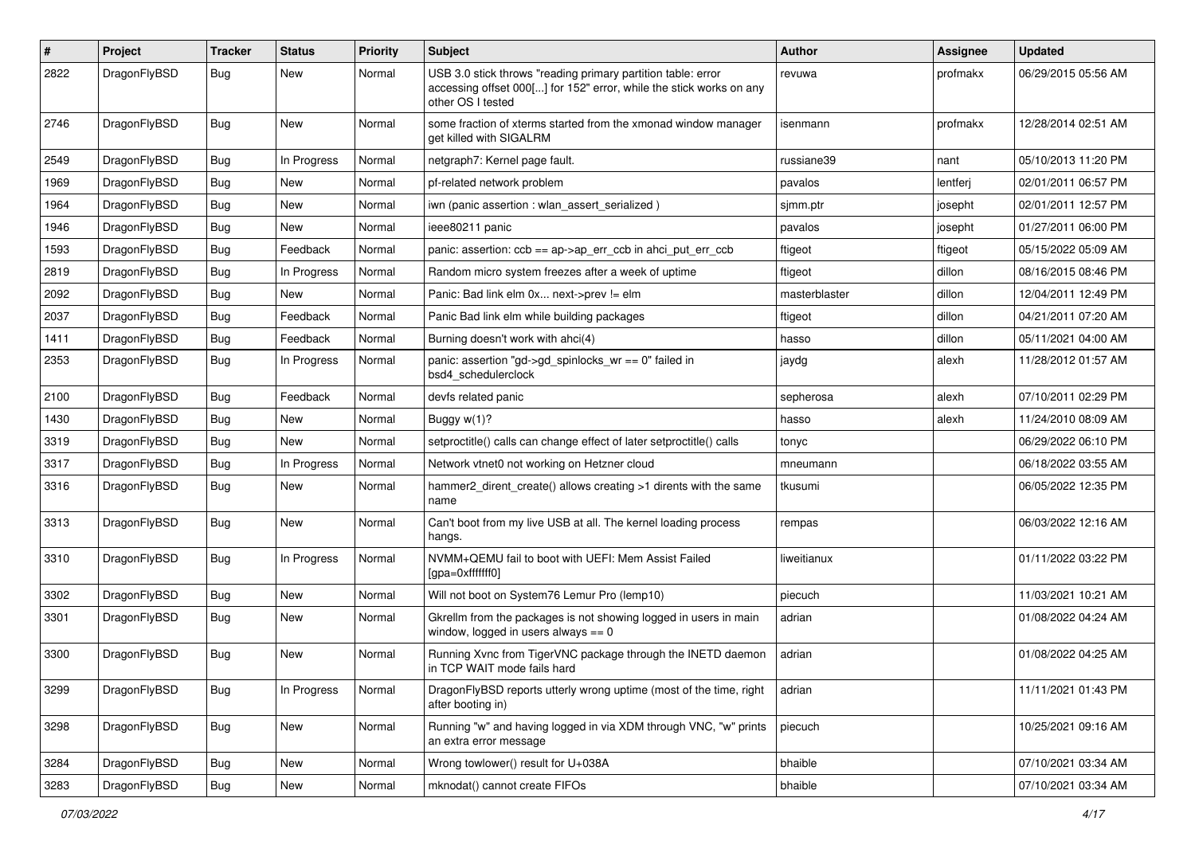| # | Project | Tracker | Status | Priority | Subject | Author | Assignee | Updated |
|---|---|---|---|---|---|---|---|---|
| 2822 | DragonFlyBSD | Bug | New | Normal | USB 3.0 stick throws "reading primary partition table: error accessing offset 000[...] for 152" error, while the stick works on any other OS I tested | revuwa | profmakx | 06/29/2015 05:56 AM |
| 2746 | DragonFlyBSD | Bug | New | Normal | some fraction of xterms started from the xmonad window manager get killed with SIGALRM | isenmann | profmakx | 12/28/2014 02:51 AM |
| 2549 | DragonFlyBSD | Bug | In Progress | Normal | netgraph7: Kernel page fault. | russiane39 | nant | 05/10/2013 11:20 PM |
| 1969 | DragonFlyBSD | Bug | New | Normal | pf-related network problem | pavalos | lentferj | 02/01/2011 06:57 PM |
| 1964 | DragonFlyBSD | Bug | New | Normal | iwn (panic assertion : wlan_assert_serialized ) | sjmm.ptr | josepht | 02/01/2011 12:57 PM |
| 1946 | DragonFlyBSD | Bug | New | Normal | ieee80211 panic | pavalos | josepht | 01/27/2011 06:00 PM |
| 1593 | DragonFlyBSD | Bug | Feedback | Normal | panic: assertion: ccb == ap->ap_err_ccb in ahci_put_err_ccb | ftigeot | ftigeot | 05/15/2022 05:09 AM |
| 2819 | DragonFlyBSD | Bug | In Progress | Normal | Random micro system freezes after a week of uptime | ftigeot | dillon | 08/16/2015 08:46 PM |
| 2092 | DragonFlyBSD | Bug | New | Normal | Panic: Bad link elm 0x... next->prev != elm | masterblaster | dillon | 12/04/2011 12:49 PM |
| 2037 | DragonFlyBSD | Bug | Feedback | Normal | Panic Bad link elm while building packages | ftigeot | dillon | 04/21/2011 07:20 AM |
| 1411 | DragonFlyBSD | Bug | Feedback | Normal | Burning doesn't work with ahci(4) | hasso | dillon | 05/11/2021 04:00 AM |
| 2353 | DragonFlyBSD | Bug | In Progress | Normal | panic: assertion "gd->gd_spinlocks_wr == 0" failed in bsd4_schedulerclock | jaydg | alexh | 11/28/2012 01:57 AM |
| 2100 | DragonFlyBSD | Bug | Feedback | Normal | devfs related panic | sepherosa | alexh | 07/10/2011 02:29 PM |
| 1430 | DragonFlyBSD | Bug | New | Normal | Buggy w(1)? | hasso | alexh | 11/24/2010 08:09 AM |
| 3319 | DragonFlyBSD | Bug | New | Normal | setproctitle() calls can change effect of later setproctitle() calls | tonyc | | 06/29/2022 06:10 PM |
| 3317 | DragonFlyBSD | Bug | In Progress | Normal | Network vtnet0 not working on Hetzner cloud | mneumann | | 06/18/2022 03:55 AM |
| 3316 | DragonFlyBSD | Bug | New | Normal | hammer2_dirent_create() allows creating >1 dirents with the same name | tkusumi | | 06/05/2022 12:35 PM |
| 3313 | DragonFlyBSD | Bug | New | Normal | Can't boot from my live USB at all. The kernel loading process hangs. | rempas | | 06/03/2022 12:16 AM |
| 3310 | DragonFlyBSD | Bug | In Progress | Normal | NVMM+QEMU fail to boot with UEFI: Mem Assist Failed [gpa=0xfffffff0] | liweitianux | | 01/11/2022 03:22 PM |
| 3302 | DragonFlyBSD | Bug | New | Normal | Will not boot on System76 Lemur Pro (lemp10) | piecuch | | 11/03/2021 10:21 AM |
| 3301 | DragonFlyBSD | Bug | New | Normal | Gkrellm from the packages is not showing logged in users in main window, logged in users always == 0 | adrian | | 01/08/2022 04:24 AM |
| 3300 | DragonFlyBSD | Bug | New | Normal | Running Xvnc from TigerVNC package through the INETD daemon in TCP WAIT mode fails hard | adrian | | 01/08/2022 04:25 AM |
| 3299 | DragonFlyBSD | Bug | In Progress | Normal | DragonFlyBSD reports utterly wrong uptime (most of the time, right after booting in) | adrian | | 11/11/2021 01:43 PM |
| 3298 | DragonFlyBSD | Bug | New | Normal | Running "w" and having logged in via XDM through VNC, "w" prints an extra error message | piecuch | | 10/25/2021 09:16 AM |
| 3284 | DragonFlyBSD | Bug | New | Normal | Wrong towlower() result for U+038A | bhaible | | 07/10/2021 03:34 AM |
| 3283 | DragonFlyBSD | Bug | New | Normal | mknodat() cannot create FIFOs | bhaible | | 07/10/2021 03:34 AM |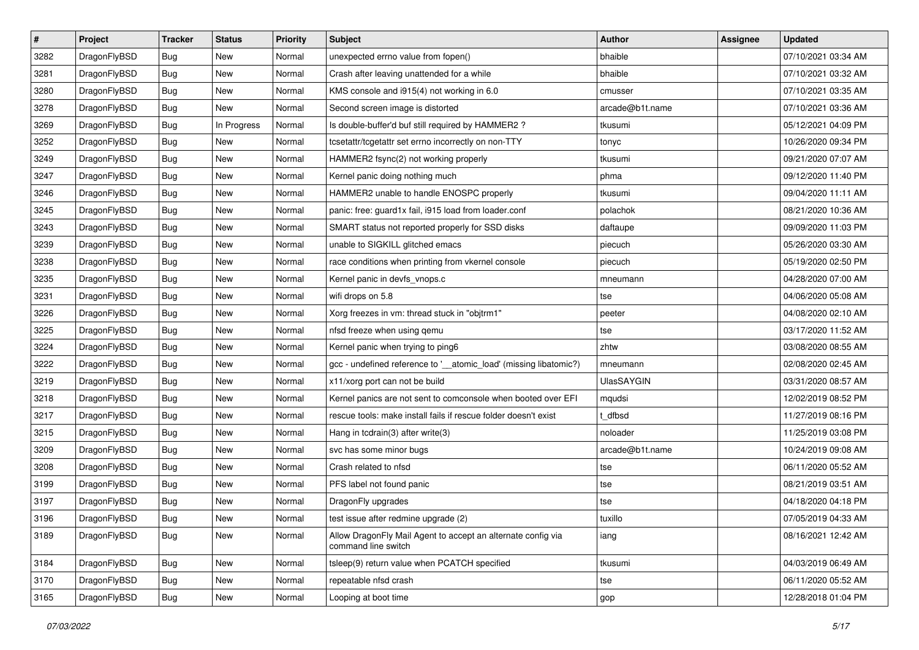| # | Project | Tracker | Status | Priority | Subject | Author | Assignee | Updated |
|---|---|---|---|---|---|---|---|---|
| 3282 | DragonFlyBSD | Bug | New | Normal | unexpected errno value from fopen() | bhaible | | 07/10/2021 03:34 AM |
| 3281 | DragonFlyBSD | Bug | New | Normal | Crash after leaving unattended for a while | bhaible | | 07/10/2021 03:32 AM |
| 3280 | DragonFlyBSD | Bug | New | Normal | KMS console and i915(4) not working in 6.0 | cmusser | | 07/10/2021 03:35 AM |
| 3278 | DragonFlyBSD | Bug | New | Normal | Second screen image is distorted | arcade@b1t.name | | 07/10/2021 03:36 AM |
| 3269 | DragonFlyBSD | Bug | In Progress | Normal | Is double-buffer'd buf still required by HAMMER2 ? | tkusumi | | 05/12/2021 04:09 PM |
| 3252 | DragonFlyBSD | Bug | New | Normal | tcsetattr/tcgetattr set errno incorrectly on non-TTY | tonyc | | 10/26/2020 09:34 PM |
| 3249 | DragonFlyBSD | Bug | New | Normal | HAMMER2 fsync(2) not working properly | tkusumi | | 09/21/2020 07:07 AM |
| 3247 | DragonFlyBSD | Bug | New | Normal | Kernel panic doing nothing much | phma | | 09/12/2020 11:40 PM |
| 3246 | DragonFlyBSD | Bug | New | Normal | HAMMER2 unable to handle ENOSPC properly | tkusumi | | 09/04/2020 11:11 AM |
| 3245 | DragonFlyBSD | Bug | New | Normal | panic: free: guard1x fail, i915 load from loader.conf | polachok | | 08/21/2020 10:36 AM |
| 3243 | DragonFlyBSD | Bug | New | Normal | SMART status not reported properly for SSD disks | daftaupe | | 09/09/2020 11:03 PM |
| 3239 | DragonFlyBSD | Bug | New | Normal | unable to SIGKILL glitched emacs | piecuch | | 05/26/2020 03:30 AM |
| 3238 | DragonFlyBSD | Bug | New | Normal | race conditions when printing from vkernel console | piecuch | | 05/19/2020 02:50 PM |
| 3235 | DragonFlyBSD | Bug | New | Normal | Kernel panic in devfs_vnops.c | mneumann | | 04/28/2020 07:00 AM |
| 3231 | DragonFlyBSD | Bug | New | Normal | wifi drops on 5.8 | tse | | 04/06/2020 05:08 AM |
| 3226 | DragonFlyBSD | Bug | New | Normal | Xorg freezes in vm: thread stuck in "objtrm1" | peeter | | 04/08/2020 02:10 AM |
| 3225 | DragonFlyBSD | Bug | New | Normal | nfsd freeze when using qemu | tse | | 03/17/2020 11:52 AM |
| 3224 | DragonFlyBSD | Bug | New | Normal | Kernel panic when trying to ping6 | zhtw | | 03/08/2020 08:55 AM |
| 3222 | DragonFlyBSD | Bug | New | Normal | gcc - undefined reference to '__atomic_load' (missing libatomic?) | mneumann | | 02/08/2020 02:45 AM |
| 3219 | DragonFlyBSD | Bug | New | Normal | x11/xorg port can not be build | UlasSAYGIN | | 03/31/2020 08:57 AM |
| 3218 | DragonFlyBSD | Bug | New | Normal | Kernel panics are not sent to comconsole when booted over EFI | mqudsi | | 12/02/2019 08:52 PM |
| 3217 | DragonFlyBSD | Bug | New | Normal | rescue tools: make install fails if rescue folder doesn't exist | t_dfbsd | | 11/27/2019 08:16 PM |
| 3215 | DragonFlyBSD | Bug | New | Normal | Hang in tcdrain(3) after write(3) | noloader | | 11/25/2019 03:08 PM |
| 3209 | DragonFlyBSD | Bug | New | Normal | svc has some minor bugs | arcade@b1t.name | | 10/24/2019 09:08 AM |
| 3208 | DragonFlyBSD | Bug | New | Normal | Crash related to nfsd | tse | | 06/11/2020 05:52 AM |
| 3199 | DragonFlyBSD | Bug | New | Normal | PFS label not found panic | tse | | 08/21/2019 03:51 AM |
| 3197 | DragonFlyBSD | Bug | New | Normal | DragonFly upgrades | tse | | 04/18/2020 04:18 PM |
| 3196 | DragonFlyBSD | Bug | New | Normal | test issue after redmine upgrade (2) | tuxillo | | 07/05/2019 04:33 AM |
| 3189 | DragonFlyBSD | Bug | New | Normal | Allow DragonFly Mail Agent to accept an alternate config via command line switch | iang | | 08/16/2021 12:42 AM |
| 3184 | DragonFlyBSD | Bug | New | Normal | tsleep(9) return value when PCATCH specified | tkusumi | | 04/03/2019 06:49 AM |
| 3170 | DragonFlyBSD | Bug | New | Normal | repeatable nfsd crash | tse | | 06/11/2020 05:52 AM |
| 3165 | DragonFlyBSD | Bug | New | Normal | Looping at boot time | gop | | 12/28/2018 01:04 PM |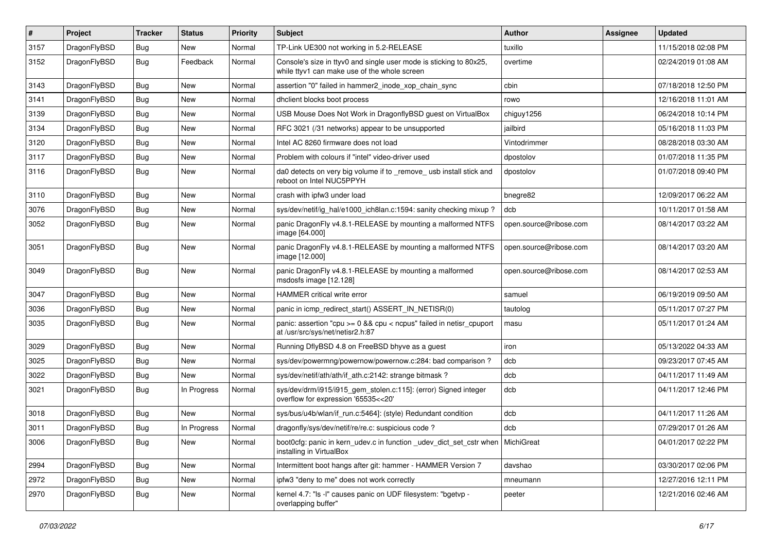| # | Project | Tracker | Status | Priority | Subject | Author | Assignee | Updated |
|---|---|---|---|---|---|---|---|---|
| 3157 | DragonFlyBSD | Bug | New | Normal | TP-Link UE300 not working in 5.2-RELEASE | tuxillo | | 11/15/2018 02:08 PM |
| 3152 | DragonFlyBSD | Bug | Feedback | Normal | Console's size in ttyv0 and single user mode is sticking to 80x25, while ttyv1 can make use of the whole screen | overtime | | 02/24/2019 01:08 AM |
| 3143 | DragonFlyBSD | Bug | New | Normal | assertion "0" failed in hammer2_inode_xop_chain_sync | cbin | | 07/18/2018 12:50 PM |
| 3141 | DragonFlyBSD | Bug | New | Normal | dhclient blocks boot process | rowo | | 12/16/2018 11:01 AM |
| 3139 | DragonFlyBSD | Bug | New | Normal | USB Mouse Does Not Work in DragonflyBSD guest on VirtualBox | chiguy1256 | | 06/24/2018 10:14 PM |
| 3134 | DragonFlyBSD | Bug | New | Normal | RFC 3021 (/31 networks) appear to be unsupported | jailbird | | 05/16/2018 11:03 PM |
| 3120 | DragonFlyBSD | Bug | New | Normal | Intel AC 8260 firmware does not load | Vintodrimmer | | 08/28/2018 03:30 AM |
| 3117 | DragonFlyBSD | Bug | New | Normal | Problem with colours if "intel" video-driver used | dpostolov | | 01/07/2018 11:35 PM |
| 3116 | DragonFlyBSD | Bug | New | Normal | da0 detects on very big volume if to _remove_ usb install stick and reboot on Intel NUC5PPYH | dpostolov | | 01/07/2018 09:40 PM |
| 3110 | DragonFlyBSD | Bug | New | Normal | crash with ipfw3 under load | bnegre82 | | 12/09/2017 06:22 AM |
| 3076 | DragonFlyBSD | Bug | New | Normal | sys/dev/netif/ig_hal/e1000_ich8lan.c:1594: sanity checking mixup ? | dcb | | 10/11/2017 01:58 AM |
| 3052 | DragonFlyBSD | Bug | New | Normal | panic DragonFly v4.8.1-RELEASE by mounting a malformed NTFS image [64.000] | open.source@ribose.com | | 08/14/2017 03:22 AM |
| 3051 | DragonFlyBSD | Bug | New | Normal | panic DragonFly v4.8.1-RELEASE by mounting a malformed NTFS image [12.000] | open.source@ribose.com | | 08/14/2017 03:20 AM |
| 3049 | DragonFlyBSD | Bug | New | Normal | panic DragonFly v4.8.1-RELEASE by mounting a malformed msdosfs image [12.128] | open.source@ribose.com | | 08/14/2017 02:53 AM |
| 3047 | DragonFlyBSD | Bug | New | Normal | HAMMER critical write error | samuel | | 06/19/2019 09:50 AM |
| 3036 | DragonFlyBSD | Bug | New | Normal | panic in icmp_redirect_start() ASSERT_IN_NETISR(0) | tautolog | | 05/11/2017 07:27 PM |
| 3035 | DragonFlyBSD | Bug | New | Normal | panic: assertion "cpu >= 0 && cpu < ncpus" failed in netisr_cpuport at /usr/src/sys/net/netisr2.h:87 | masu | | 05/11/2017 01:24 AM |
| 3029 | DragonFlyBSD | Bug | New | Normal | Running DflyBSD 4.8 on FreeBSD bhyve as a guest | iron | | 05/13/2022 04:33 AM |
| 3025 | DragonFlyBSD | Bug | New | Normal | sys/dev/powermng/powernow/powernow.c:284: bad comparison ? | dcb | | 09/23/2017 07:45 AM |
| 3022 | DragonFlyBSD | Bug | New | Normal | sys/dev/netif/ath/ath/if_ath.c:2142: strange bitmask ? | dcb | | 04/11/2017 11:49 AM |
| 3021 | DragonFlyBSD | Bug | In Progress | Normal | sys/dev/drm/i915/i915_gem_stolen.c:115]: (error) Signed integer overflow for expression '65535<<20' | dcb | | 04/11/2017 12:46 PM |
| 3018 | DragonFlyBSD | Bug | New | Normal | sys/bus/u4b/wlan/if_run.c:5464]: (style) Redundant condition | dcb | | 04/11/2017 11:26 AM |
| 3011 | DragonFlyBSD | Bug | In Progress | Normal | dragonfly/sys/dev/netif/re/re.c: suspicious code ? | dcb | | 07/29/2017 01:26 AM |
| 3006 | DragonFlyBSD | Bug | New | Normal | boot0cfg: panic in kern_udev.c in function _udev_dict_set_cstr when installing in VirtualBox | MichiGreat | | 04/01/2017 02:22 PM |
| 2994 | DragonFlyBSD | Bug | New | Normal | Intermittent boot hangs after git: hammer - HAMMER Version 7 | davshao | | 03/30/2017 02:06 PM |
| 2972 | DragonFlyBSD | Bug | New | Normal | ipfw3 "deny to me" does not work correctly | mneumann | | 12/27/2016 12:11 PM |
| 2970 | DragonFlyBSD | Bug | New | Normal | kernel 4.7: "ls -l" causes panic on UDF filesystem: "bgetvp - overlapping buffer" | peeter | | 12/21/2016 02:46 AM |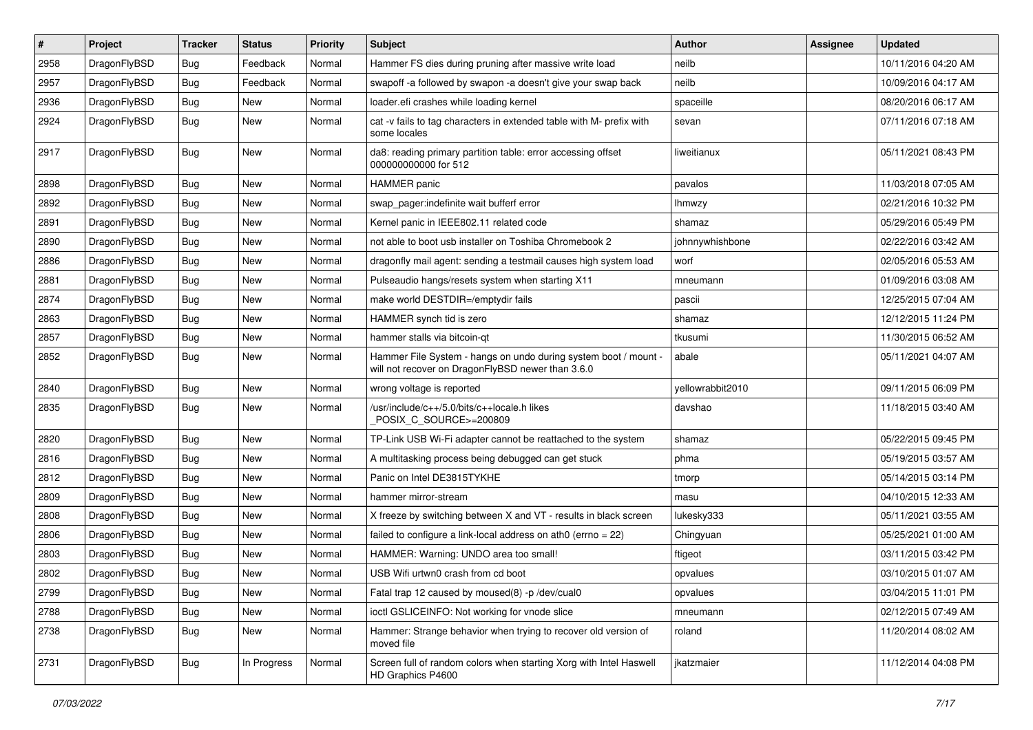| # | Project | Tracker | Status | Priority | Subject | Author | Assignee | Updated |
|---|---|---|---|---|---|---|---|---|
| 2958 | DragonFlyBSD | Bug | Feedback | Normal | Hammer FS dies during pruning after massive write load | neilb | | 10/11/2016 04:20 AM |
| 2957 | DragonFlyBSD | Bug | Feedback | Normal | swapoff -a followed by swapon -a doesn't give your swap back | neilb | | 10/09/2016 04:17 AM |
| 2936 | DragonFlyBSD | Bug | New | Normal | loader.efi crashes while loading kernel | spaceille | | 08/20/2016 06:17 AM |
| 2924 | DragonFlyBSD | Bug | New | Normal | cat -v fails to tag characters in extended table with M- prefix with some locales | sevan | | 07/11/2016 07:18 AM |
| 2917 | DragonFlyBSD | Bug | New | Normal | da8: reading primary partition table: error accessing offset 000000000000 for 512 | liweitianux | | 05/11/2021 08:43 PM |
| 2898 | DragonFlyBSD | Bug | New | Normal | HAMMER panic | pavalos | | 11/03/2018 07:05 AM |
| 2892 | DragonFlyBSD | Bug | New | Normal | swap_pager:indefinite wait bufferf error | lhmwzy | | 02/21/2016 10:32 PM |
| 2891 | DragonFlyBSD | Bug | New | Normal | Kernel panic in IEEE802.11 related code | shamaz | | 05/29/2016 05:49 PM |
| 2890 | DragonFlyBSD | Bug | New | Normal | not able to boot usb installer on Toshiba Chromebook 2 | johnnywhishbone | | 02/22/2016 03:42 AM |
| 2886 | DragonFlyBSD | Bug | New | Normal | dragonfly mail agent: sending a testmail causes high system load | worf | | 02/05/2016 05:53 AM |
| 2881 | DragonFlyBSD | Bug | New | Normal | Pulseaudio hangs/resets system when starting X11 | mneumann | | 01/09/2016 03:08 AM |
| 2874 | DragonFlyBSD | Bug | New | Normal | make world DESTDIR=/emptydir fails | pascii | | 12/25/2015 07:04 AM |
| 2863 | DragonFlyBSD | Bug | New | Normal | HAMMER synch tid is zero | shamaz | | 12/12/2015 11:24 PM |
| 2857 | DragonFlyBSD | Bug | New | Normal | hammer stalls via bitcoin-qt | tkusumi | | 11/30/2015 06:52 AM |
| 2852 | DragonFlyBSD | Bug | New | Normal | Hammer File System - hangs on undo during system boot / mount - will not recover on DragonFlyBSD newer than 3.6.0 | abale | | 05/11/2021 04:07 AM |
| 2840 | DragonFlyBSD | Bug | New | Normal | wrong voltage is reported | yellowrabbit2010 | | 09/11/2015 06:09 PM |
| 2835 | DragonFlyBSD | Bug | New | Normal | /usr/include/c++/5.0/bits/c++locale.h likes _POSIX_C_SOURCE>=200809 | davshao | | 11/18/2015 03:40 AM |
| 2820 | DragonFlyBSD | Bug | New | Normal | TP-Link USB Wi-Fi adapter cannot be reattached to the system | shamaz | | 05/22/2015 09:45 PM |
| 2816 | DragonFlyBSD | Bug | New | Normal | A multitasking process being debugged can get stuck | phma | | 05/19/2015 03:57 AM |
| 2812 | DragonFlyBSD | Bug | New | Normal | Panic on Intel DE3815TYKHE | tmorp | | 05/14/2015 03:14 PM |
| 2809 | DragonFlyBSD | Bug | New | Normal | hammer mirror-stream | masu | | 04/10/2015 12:33 AM |
| 2808 | DragonFlyBSD | Bug | New | Normal | X freeze by switching between X and VT - results in black screen | lukesky333 | | 05/11/2021 03:55 AM |
| 2806 | DragonFlyBSD | Bug | New | Normal | failed to configure a link-local address on ath0 (errno = 22) | Chingyuan | | 05/25/2021 01:00 AM |
| 2803 | DragonFlyBSD | Bug | New | Normal | HAMMER: Warning: UNDO area too small! | ftigeot | | 03/11/2015 03:42 PM |
| 2802 | DragonFlyBSD | Bug | New | Normal | USB Wifi urtwn0 crash from cd boot | opvalues | | 03/10/2015 01:07 AM |
| 2799 | DragonFlyBSD | Bug | New | Normal | Fatal trap 12 caused by moused(8) -p /dev/cual0 | opvalues | | 03/04/2015 11:01 PM |
| 2788 | DragonFlyBSD | Bug | New | Normal | ioctl GSLICEINFO: Not working for vnode slice | mneumann | | 02/12/2015 07:49 AM |
| 2738 | DragonFlyBSD | Bug | New | Normal | Hammer: Strange behavior when trying to recover old version of moved file | roland | | 11/20/2014 08:02 AM |
| 2731 | DragonFlyBSD | Bug | In Progress | Normal | Screen full of random colors when starting Xorg with Intel Haswell HD Graphics P4600 | jkatzmaier | | 11/12/2014 04:08 PM |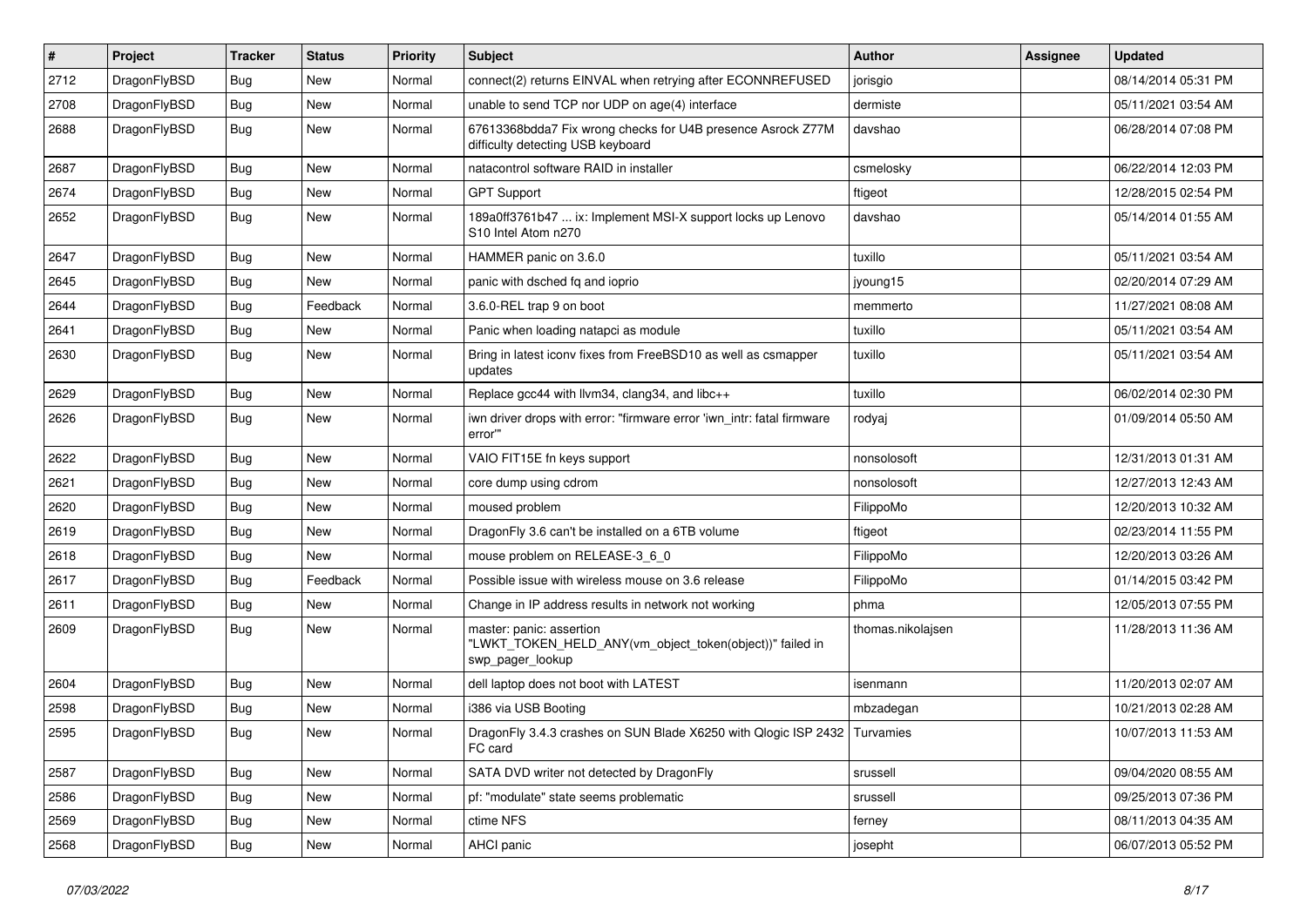| # | Project | Tracker | Status | Priority | Subject | Author | Assignee | Updated |
|---|---|---|---|---|---|---|---|---|
| 2712 | DragonFlyBSD | Bug | New | Normal | connect(2) returns EINVAL when retrying after ECONNREFUSED | jorisgio | | 08/14/2014 05:31 PM |
| 2708 | DragonFlyBSD | Bug | New | Normal | unable to send TCP nor UDP on age(4) interface | dermiste | | 05/11/2021 03:54 AM |
| 2688 | DragonFlyBSD | Bug | New | Normal | 67613368bdda7 Fix wrong checks for U4B presence Asrock Z77M difficulty detecting USB keyboard | davshao | | 06/28/2014 07:08 PM |
| 2687 | DragonFlyBSD | Bug | New | Normal | natacontrol software RAID in installer | csmelosky | | 06/22/2014 12:03 PM |
| 2674 | DragonFlyBSD | Bug | New | Normal | GPT Support | ftigeot | | 12/28/2015 02:54 PM |
| 2652 | DragonFlyBSD | Bug | New | Normal | 189a0ff3761b47 ... ix: Implement MSI-X support locks up Lenovo S10 Intel Atom n270 | davshao | | 05/14/2014 01:55 AM |
| 2647 | DragonFlyBSD | Bug | New | Normal | HAMMER panic on 3.6.0 | tuxillo | | 05/11/2021 03:54 AM |
| 2645 | DragonFlyBSD | Bug | New | Normal | panic with dsched fq and ioprio | jyoung15 | | 02/20/2014 07:29 AM |
| 2644 | DragonFlyBSD | Bug | Feedback | Normal | 3.6.0-REL trap 9 on boot | memmerto | | 11/27/2021 08:08 AM |
| 2641 | DragonFlyBSD | Bug | New | Normal | Panic when loading natapci as module | tuxillo | | 05/11/2021 03:54 AM |
| 2630 | DragonFlyBSD | Bug | New | Normal | Bring in latest iconv fixes from FreeBSD10 as well as csmapper updates | tuxillo | | 05/11/2021 03:54 AM |
| 2629 | DragonFlyBSD | Bug | New | Normal | Replace gcc44 with llvm34, clang34, and libc++ | tuxillo | | 06/02/2014 02:30 PM |
| 2626 | DragonFlyBSD | Bug | New | Normal | iwn driver drops with error: "firmware error 'iwn_intr: fatal firmware error'" | rodyaj | | 01/09/2014 05:50 AM |
| 2622 | DragonFlyBSD | Bug | New | Normal | VAIO FIT15E fn keys support | nonsolosoft | | 12/31/2013 01:31 AM |
| 2621 | DragonFlyBSD | Bug | New | Normal | core dump using cdrom | nonsolosoft | | 12/27/2013 12:43 AM |
| 2620 | DragonFlyBSD | Bug | New | Normal | moused problem | FilippoMo | | 12/20/2013 10:32 AM |
| 2619 | DragonFlyBSD | Bug | New | Normal | DragonFly 3.6 can't be installed on a 6TB volume | ftigeot | | 02/23/2014 11:55 PM |
| 2618 | DragonFlyBSD | Bug | New | Normal | mouse problem on RELEASE-3_6_0 | FilippoMo | | 12/20/2013 03:26 AM |
| 2617 | DragonFlyBSD | Bug | Feedback | Normal | Possible issue with wireless mouse on 3.6 release | FilippoMo | | 01/14/2015 03:42 PM |
| 2611 | DragonFlyBSD | Bug | New | Normal | Change in IP address results in network not working | phma | | 12/05/2013 07:55 PM |
| 2609 | DragonFlyBSD | Bug | New | Normal | master: panic: assertion "LWKT_TOKEN_HELD_ANY(vm_object_token(object))" failed in swp_pager_lookup | thomas.nikolajsen | | 11/28/2013 11:36 AM |
| 2604 | DragonFlyBSD | Bug | New | Normal | dell laptop does not boot with LATEST | isenmann | | 11/20/2013 02:07 AM |
| 2598 | DragonFlyBSD | Bug | New | Normal | i386 via USB Booting | mbzadegan | | 10/21/2013 02:28 AM |
| 2595 | DragonFlyBSD | Bug | New | Normal | DragonFly 3.4.3 crashes on SUN Blade X6250 with Qlogic ISP 2432 FC card | Turvamies | | 10/07/2013 11:53 AM |
| 2587 | DragonFlyBSD | Bug | New | Normal | SATA DVD writer not detected by DragonFly | srussell | | 09/04/2020 08:55 AM |
| 2586 | DragonFlyBSD | Bug | New | Normal | pf: "modulate" state seems problematic | srussell | | 09/25/2013 07:36 PM |
| 2569 | DragonFlyBSD | Bug | New | Normal | ctime NFS | ferney | | 08/11/2013 04:35 AM |
| 2568 | DragonFlyBSD | Bug | New | Normal | AHCI panic | josepht | | 06/07/2013 05:52 PM |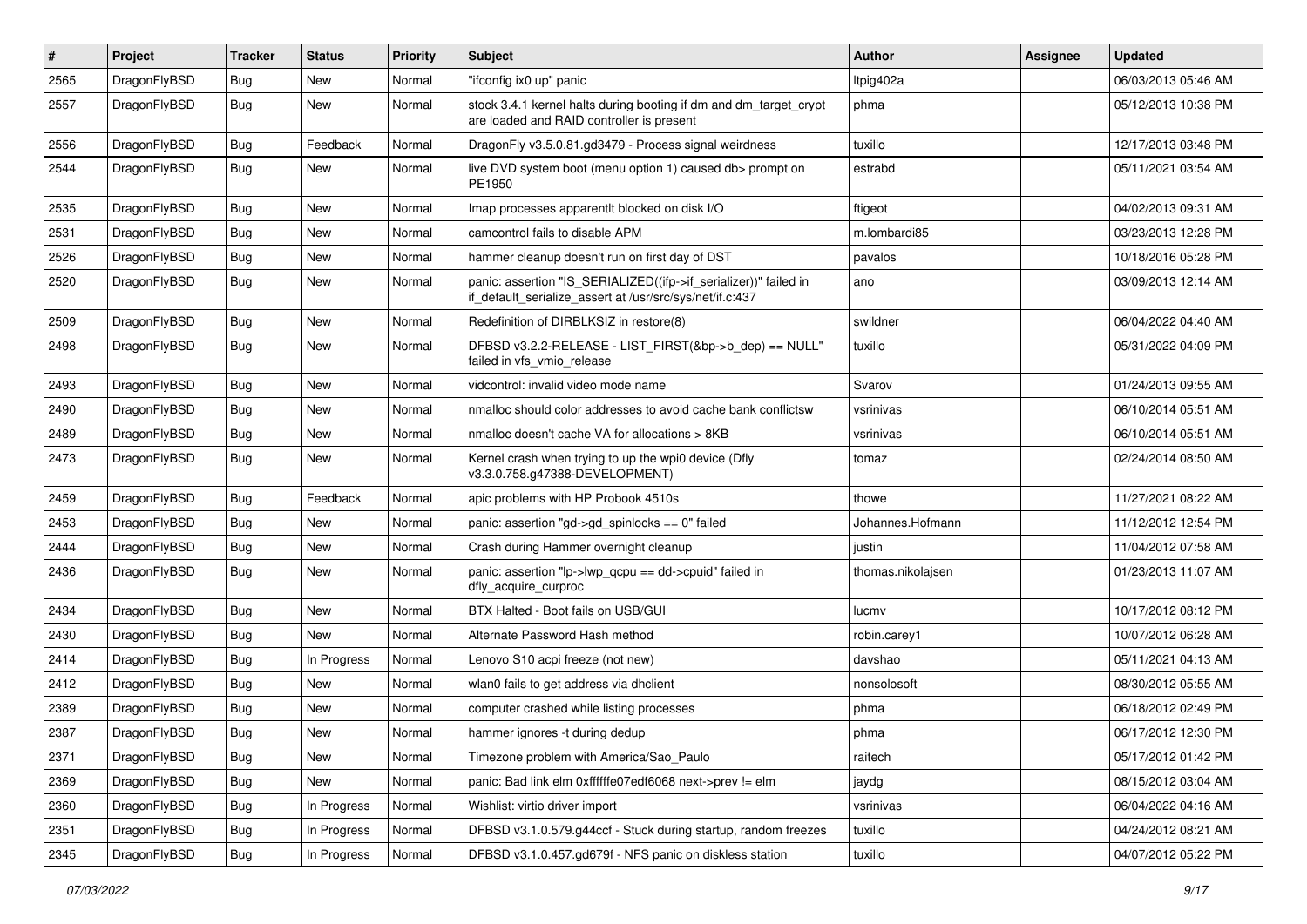| # | Project | Tracker | Status | Priority | Subject | Author | Assignee | Updated |
|---|---|---|---|---|---|---|---|---|
| 2565 | DragonFlyBSD | Bug | New | Normal | "ifconfig ix0 up" panic | ltpig402a | | 06/03/2013 05:46 AM |
| 2557 | DragonFlyBSD | Bug | New | Normal | stock 3.4.1 kernel halts during booting if dm and dm_target_crypt are loaded and RAID controller is present | phma | | 05/12/2013 10:38 PM |
| 2556 | DragonFlyBSD | Bug | Feedback | Normal | DragonFly v3.5.0.81.gd3479 - Process signal weirdness | tuxillo | | 12/17/2013 03:48 PM |
| 2544 | DragonFlyBSD | Bug | New | Normal | live DVD system boot (menu option 1) caused db> prompt on PE1950 | estrabd | | 05/11/2021 03:54 AM |
| 2535 | DragonFlyBSD | Bug | New | Normal | Imap processes apparentlt blocked on disk I/O | ftigeot | | 04/02/2013 09:31 AM |
| 2531 | DragonFlyBSD | Bug | New | Normal | camcontrol fails to disable APM | m.lombardi85 | | 03/23/2013 12:28 PM |
| 2526 | DragonFlyBSD | Bug | New | Normal | hammer cleanup doesn't run on first day of DST | pavalos | | 10/18/2016 05:28 PM |
| 2520 | DragonFlyBSD | Bug | New | Normal | panic: assertion "IS_SERIALIZED((ifp->if_serializer))" failed in if_default_serialize_assert at /usr/src/sys/net/if.c:437 | ano | | 03/09/2013 12:14 AM |
| 2509 | DragonFlyBSD | Bug | New | Normal | Redefinition of DIRBLKSIZ in restore(8) | swildner | | 06/04/2022 04:40 AM |
| 2498 | DragonFlyBSD | Bug | New | Normal | DFBSD v3.2.2-RELEASE - LIST_FIRST(&bp->b_dep) == NULL" failed in vfs_vmio_release | tuxillo | | 05/31/2022 04:09 PM |
| 2493 | DragonFlyBSD | Bug | New | Normal | vidcontrol: invalid video mode name | Svarov | | 01/24/2013 09:55 AM |
| 2490 | DragonFlyBSD | Bug | New | Normal | nmalloc should color addresses to avoid cache bank conflictsw | vsrinivas | | 06/10/2014 05:51 AM |
| 2489 | DragonFlyBSD | Bug | New | Normal | nmalloc doesn't cache VA for allocations > 8KB | vsrinivas | | 06/10/2014 05:51 AM |
| 2473 | DragonFlyBSD | Bug | New | Normal | Kernel crash when trying to up the wpi0 device (Dfly v3.3.0.758.g47388-DEVELOPMENT) | tomaz | | 02/24/2014 08:50 AM |
| 2459 | DragonFlyBSD | Bug | Feedback | Normal | apic problems with HP Probook 4510s | thowe | | 11/27/2021 08:22 AM |
| 2453 | DragonFlyBSD | Bug | New | Normal | panic: assertion "gd->gd_spinlocks == 0" failed | Johannes.Hofmann | | 11/12/2012 12:54 PM |
| 2444 | DragonFlyBSD | Bug | New | Normal | Crash during Hammer overnight cleanup | justin | | 11/04/2012 07:58 AM |
| 2436 | DragonFlyBSD | Bug | New | Normal | panic: assertion "lp->lwp_qcpu == dd->cpuid" failed in dfly_acquire_curproc | thomas.nikolajsen | | 01/23/2013 11:07 AM |
| 2434 | DragonFlyBSD | Bug | New | Normal | BTX Halted - Boot fails on USB/GUI | lucmv | | 10/17/2012 08:12 PM |
| 2430 | DragonFlyBSD | Bug | New | Normal | Alternate Password Hash method | robin.carey1 | | 10/07/2012 06:28 AM |
| 2414 | DragonFlyBSD | Bug | In Progress | Normal | Lenovo S10 acpi freeze (not new) | davshao | | 05/11/2021 04:13 AM |
| 2412 | DragonFlyBSD | Bug | New | Normal | wlan0 fails to get address via dhclient | nonsolosoft | | 08/30/2012 05:55 AM |
| 2389 | DragonFlyBSD | Bug | New | Normal | computer crashed while listing processes | phma | | 06/18/2012 02:49 PM |
| 2387 | DragonFlyBSD | Bug | New | Normal | hammer ignores -t during dedup | phma | | 06/17/2012 12:30 PM |
| 2371 | DragonFlyBSD | Bug | New | Normal | Timezone problem with America/Sao_Paulo | raitech | | 05/17/2012 01:42 PM |
| 2369 | DragonFlyBSD | Bug | New | Normal | panic: Bad link elm 0xffffffe07edf6068 next->prev != elm | jaydg | | 08/15/2012 03:04 AM |
| 2360 | DragonFlyBSD | Bug | In Progress | Normal | Wishlist: virtio driver import | vsrinivas | | 06/04/2022 04:16 AM |
| 2351 | DragonFlyBSD | Bug | In Progress | Normal | DFBSD v3.1.0.579.g44ccf - Stuck during startup, random freezes | tuxillo | | 04/24/2012 08:21 AM |
| 2345 | DragonFlyBSD | Bug | In Progress | Normal | DFBSD v3.1.0.457.gd679f - NFS panic on diskless station | tuxillo | | 04/07/2012 05:22 PM |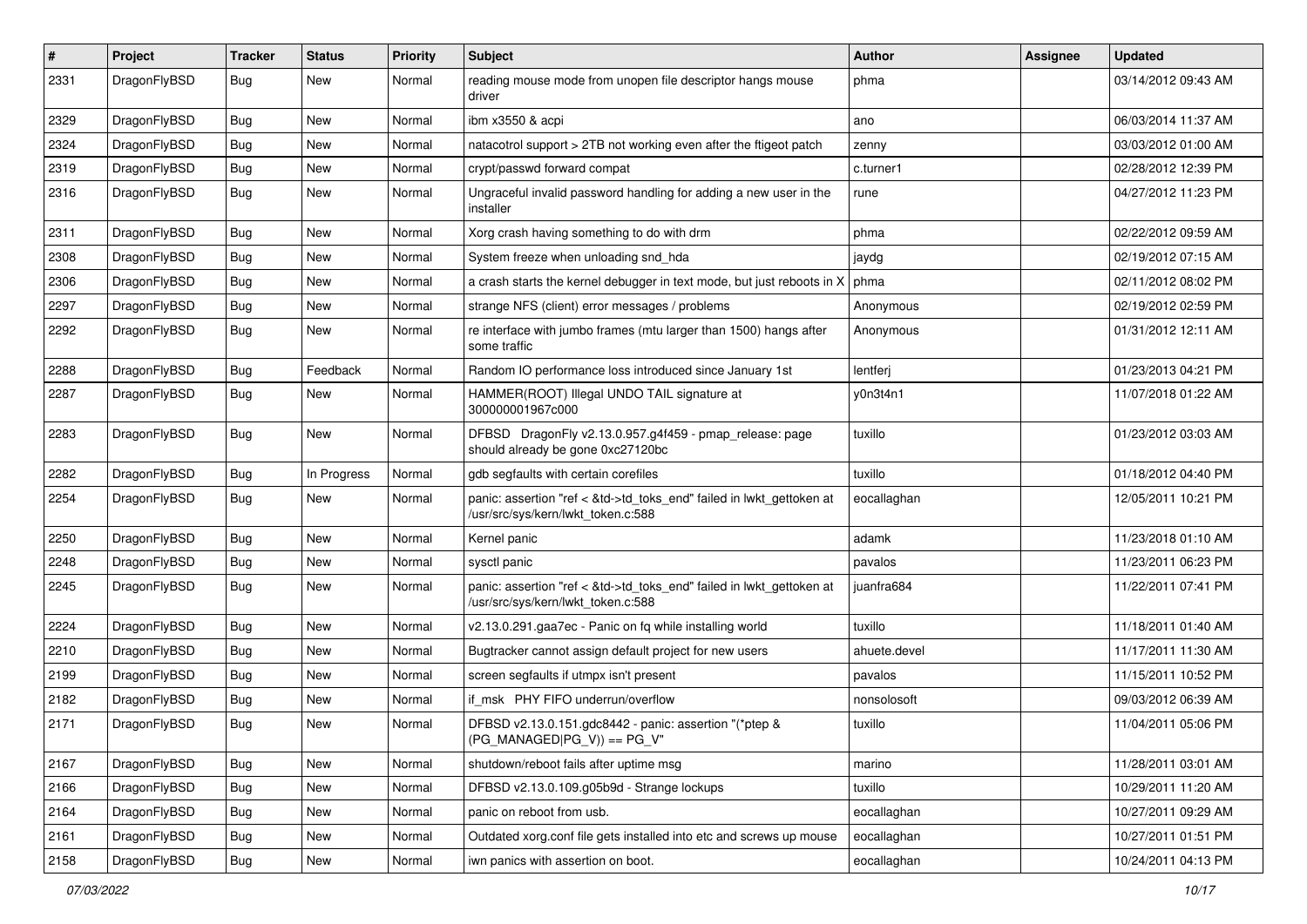| # | Project | Tracker | Status | Priority | Subject | Author | Assignee | Updated |
|---|---|---|---|---|---|---|---|---|
| 2331 | DragonFlyBSD | Bug | New | Normal | reading mouse mode from unopen file descriptor hangs mouse driver | phma | | 03/14/2012 09:43 AM |
| 2329 | DragonFlyBSD | Bug | New | Normal | ibm x3550 & acpi | ano | | 06/03/2014 11:37 AM |
| 2324 | DragonFlyBSD | Bug | New | Normal | natacotrol support > 2TB not working even after the ftigeot patch | zenny | | 03/03/2012 01:00 AM |
| 2319 | DragonFlyBSD | Bug | New | Normal | crypt/passwd forward compat | c.turner1 | | 02/28/2012 12:39 PM |
| 2316 | DragonFlyBSD | Bug | New | Normal | Ungraceful invalid password handling for adding a new user in the installer | rune | | 04/27/2012 11:23 PM |
| 2311 | DragonFlyBSD | Bug | New | Normal | Xorg crash having something to do with drm | phma | | 02/22/2012 09:59 AM |
| 2308 | DragonFlyBSD | Bug | New | Normal | System freeze when unloading snd_hda | jaydg | | 02/19/2012 07:15 AM |
| 2306 | DragonFlyBSD | Bug | New | Normal | a crash starts the kernel debugger in text mode, but just reboots in X | phma | | 02/11/2012 08:02 PM |
| 2297 | DragonFlyBSD | Bug | New | Normal | strange NFS (client) error messages / problems | Anonymous | | 02/19/2012 02:59 PM |
| 2292 | DragonFlyBSD | Bug | New | Normal | re interface with jumbo frames (mtu larger than 1500) hangs after some traffic | Anonymous | | 01/31/2012 12:11 AM |
| 2288 | DragonFlyBSD | Bug | Feedback | Normal | Random IO performance loss introduced since January 1st | lentferj | | 01/23/2013 04:21 PM |
| 2287 | DragonFlyBSD | Bug | New | Normal | HAMMER(ROOT) Illegal UNDO TAIL signature at 300000001967c000 | y0n3t4n1 | | 11/07/2018 01:22 AM |
| 2283 | DragonFlyBSD | Bug | New | Normal | DFBSD DragonFly v2.13.0.957.g4f459 - pmap_release: page should already be gone 0xc27120bc | tuxillo | | 01/23/2012 03:03 AM |
| 2282 | DragonFlyBSD | Bug | In Progress | Normal | gdb segfaults with certain corefiles | tuxillo | | 01/18/2012 04:40 PM |
| 2254 | DragonFlyBSD | Bug | New | Normal | panic: assertion "ref < &td->td_toks_end" failed in lwkt_gettoken at /usr/src/sys/kern/lwkt_token.c:588 | eocallaghan | | 12/05/2011 10:21 PM |
| 2250 | DragonFlyBSD | Bug | New | Normal | Kernel panic | adamk | | 11/23/2018 01:10 AM |
| 2248 | DragonFlyBSD | Bug | New | Normal | sysctl panic | pavalos | | 11/23/2011 06:23 PM |
| 2245 | DragonFlyBSD | Bug | New | Normal | panic: assertion "ref < &td->td_toks_end" failed in lwkt_gettoken at /usr/src/sys/kern/lwkt_token.c:588 | juanfra684 | | 11/22/2011 07:41 PM |
| 2224 | DragonFlyBSD | Bug | New | Normal | v2.13.0.291.gaa7ec - Panic on fq while installing world | tuxillo | | 11/18/2011 01:40 AM |
| 2210 | DragonFlyBSD | Bug | New | Normal | Bugtracker cannot assign default project for new users | ahuete.devel | | 11/17/2011 11:30 AM |
| 2199 | DragonFlyBSD | Bug | New | Normal | screen segfaults if utmpx isn't present | pavalos | | 11/15/2011 10:52 PM |
| 2182 | DragonFlyBSD | Bug | New | Normal | if_msk PHY FIFO underrun/overflow | nonsolosoft | | 09/03/2012 06:39 AM |
| 2171 | DragonFlyBSD | Bug | New | Normal | DFBSD v2.13.0.151.gdc8442 - panic: assertion "(*ptep & (PG_MANAGED\|PG_V)) == PG_V" | tuxillo | | 11/04/2011 05:06 PM |
| 2167 | DragonFlyBSD | Bug | New | Normal | shutdown/reboot fails after uptime msg | marino | | 11/28/2011 03:01 AM |
| 2166 | DragonFlyBSD | Bug | New | Normal | DFBSD v2.13.0.109.g05b9d - Strange lockups | tuxillo | | 10/29/2011 11:20 AM |
| 2164 | DragonFlyBSD | Bug | New | Normal | panic on reboot from usb. | eocallaghan | | 10/27/2011 09:29 AM |
| 2161 | DragonFlyBSD | Bug | New | Normal | Outdated xorg.conf file gets installed into etc and screws up mouse | eocallaghan | | 10/27/2011 01:51 PM |
| 2158 | DragonFlyBSD | Bug | New | Normal | iwn panics with assertion on boot. | eocallaghan | | 10/24/2011 04:13 PM |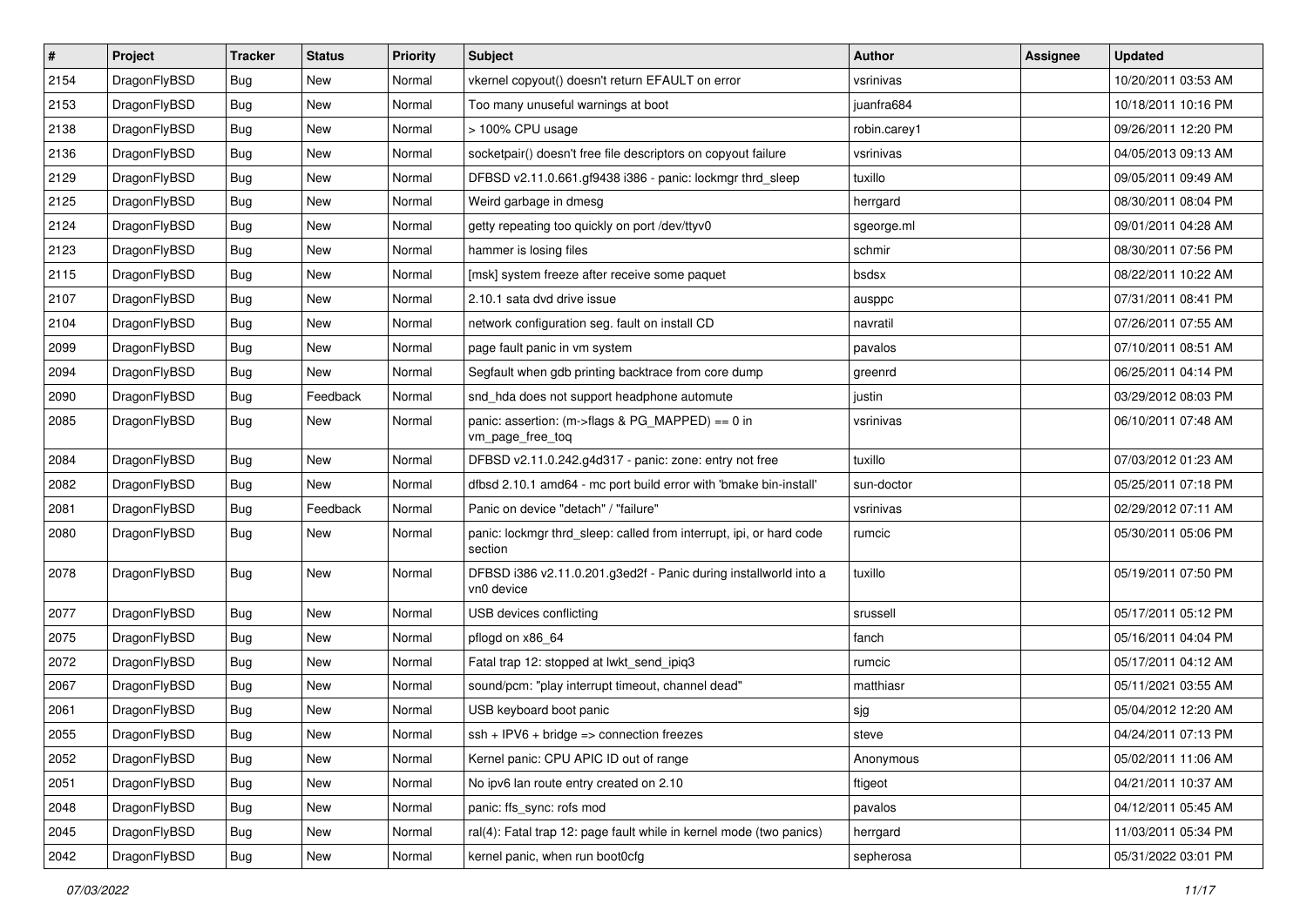| # | Project | Tracker | Status | Priority | Subject | Author | Assignee | Updated |
|---|---|---|---|---|---|---|---|---|
| 2154 | DragonFlyBSD | Bug | New | Normal | vkernel copyout() doesn't return EFAULT on error | vsrinivas | | 10/20/2011 03:53 AM |
| 2153 | DragonFlyBSD | Bug | New | Normal | Too many unuseful warnings at boot | juanfra684 | | 10/18/2011 10:16 PM |
| 2138 | DragonFlyBSD | Bug | New | Normal | > 100% CPU usage | robin.carey1 | | 09/26/2011 12:20 PM |
| 2136 | DragonFlyBSD | Bug | New | Normal | socketpair() doesn't free file descriptors on copyout failure | vsrinivas | | 04/05/2013 09:13 AM |
| 2129 | DragonFlyBSD | Bug | New | Normal | DFBSD v2.11.0.661.gf9438 i386 - panic: lockmgr thrd_sleep | tuxillo | | 09/05/2011 09:49 AM |
| 2125 | DragonFlyBSD | Bug | New | Normal | Weird garbage in dmesg | herrgard | | 08/30/2011 08:04 PM |
| 2124 | DragonFlyBSD | Bug | New | Normal | getty repeating too quickly on port /dev/ttyv0 | sgeorge.ml | | 09/01/2011 04:28 AM |
| 2123 | DragonFlyBSD | Bug | New | Normal | hammer is losing files | schmir | | 08/30/2011 07:56 PM |
| 2115 | DragonFlyBSD | Bug | New | Normal | [msk] system freeze after receive some paquet | bsdsx | | 08/22/2011 10:22 AM |
| 2107 | DragonFlyBSD | Bug | New | Normal | 2.10.1 sata dvd drive issue | ausppc | | 07/31/2011 08:41 PM |
| 2104 | DragonFlyBSD | Bug | New | Normal | network configuration seg. fault on install CD | navratil | | 07/26/2011 07:55 AM |
| 2099 | DragonFlyBSD | Bug | New | Normal | page fault panic in vm system | pavalos | | 07/10/2011 08:51 AM |
| 2094 | DragonFlyBSD | Bug | New | Normal | Segfault when gdb printing backtrace from core dump | greenrd | | 06/25/2011 04:14 PM |
| 2090 | DragonFlyBSD | Bug | Feedback | Normal | snd_hda does not support headphone automute | justin | | 03/29/2012 08:03 PM |
| 2085 | DragonFlyBSD | Bug | New | Normal | panic: assertion: (m->flags & PG_MAPPED) == 0 in vm_page_free_toq | vsrinivas | | 06/10/2011 07:48 AM |
| 2084 | DragonFlyBSD | Bug | New | Normal | DFBSD v2.11.0.242.g4d317 - panic: zone: entry not free | tuxillo | | 07/03/2012 01:23 AM |
| 2082 | DragonFlyBSD | Bug | New | Normal | dfbsd 2.10.1 amd64 - mc port build error with 'bmake bin-install' | sun-doctor | | 05/25/2011 07:18 PM |
| 2081 | DragonFlyBSD | Bug | Feedback | Normal | Panic on device "detach" / "failure" | vsrinivas | | 02/29/2012 07:11 AM |
| 2080 | DragonFlyBSD | Bug | New | Normal | panic: lockmgr thrd_sleep: called from interrupt, ipi, or hard code section | rumcic | | 05/30/2011 05:06 PM |
| 2078 | DragonFlyBSD | Bug | New | Normal | DFBSD i386 v2.11.0.201.g3ed2f - Panic during installworld into a vn0 device | tuxillo | | 05/19/2011 07:50 PM |
| 2077 | DragonFlyBSD | Bug | New | Normal | USB devices conflicting | srussell | | 05/17/2011 05:12 PM |
| 2075 | DragonFlyBSD | Bug | New | Normal | pflogd on x86_64 | fanch | | 05/16/2011 04:04 PM |
| 2072 | DragonFlyBSD | Bug | New | Normal | Fatal trap 12: stopped at lwkt_send_ipiq3 | rumcic | | 05/17/2011 04:12 AM |
| 2067 | DragonFlyBSD | Bug | New | Normal | sound/pcm: "play interrupt timeout, channel dead" | matthiasr | | 05/11/2021 03:55 AM |
| 2061 | DragonFlyBSD | Bug | New | Normal | USB keyboard boot panic | sjg | | 05/04/2012 12:20 AM |
| 2055 | DragonFlyBSD | Bug | New | Normal | ssh + IPV6 + bridge => connection freezes | steve | | 04/24/2011 07:13 PM |
| 2052 | DragonFlyBSD | Bug | New | Normal | Kernel panic: CPU APIC ID out of range | Anonymous | | 05/02/2011 11:06 AM |
| 2051 | DragonFlyBSD | Bug | New | Normal | No ipv6 lan route entry created on 2.10 | ftigeot | | 04/21/2011 10:37 AM |
| 2048 | DragonFlyBSD | Bug | New | Normal | panic: ffs_sync: rofs mod | pavalos | | 04/12/2011 05:45 AM |
| 2045 | DragonFlyBSD | Bug | New | Normal | ral(4): Fatal trap 12: page fault while in kernel mode (two panics) | herrgard | | 11/03/2011 05:34 PM |
| 2042 | DragonFlyBSD | Bug | New | Normal | kernel panic, when run boot0cfg | sepherosa | | 05/31/2022 03:01 PM |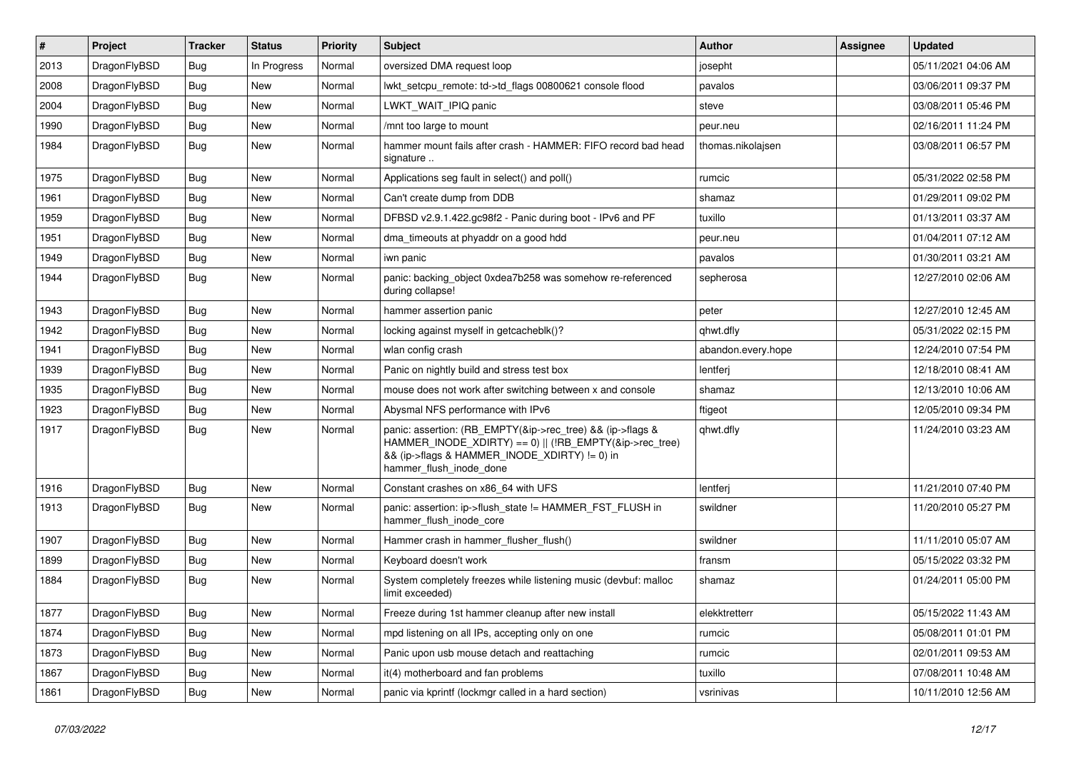| # | Project | Tracker | Status | Priority | Subject | Author | Assignee | Updated |
|---|---|---|---|---|---|---|---|---|
| 2013 | DragonFlyBSD | Bug | In Progress | Normal | oversized DMA request loop | josepht | | 05/11/2021 04:06 AM |
| 2008 | DragonFlyBSD | Bug | New | Normal | lwkt_setcpu_remote: td->td_flags 00800621 console flood | pavalos | | 03/06/2011 09:37 PM |
| 2004 | DragonFlyBSD | Bug | New | Normal | LWKT_WAIT_IPIQ panic | steve | | 03/08/2011 05:46 PM |
| 1990 | DragonFlyBSD | Bug | New | Normal | /mnt too large to mount | peur.neu | | 02/16/2011 11:24 PM |
| 1984 | DragonFlyBSD | Bug | New | Normal | hammer mount fails after crash - HAMMER: FIFO record bad head signature .. | thomas.nikolajsen | | 03/08/2011 06:57 PM |
| 1975 | DragonFlyBSD | Bug | New | Normal | Applications seg fault in select() and poll() | rumcic | | 05/31/2022 02:58 PM |
| 1961 | DragonFlyBSD | Bug | New | Normal | Can't create dump from DDB | shamaz | | 01/29/2011 09:02 PM |
| 1959 | DragonFlyBSD | Bug | New | Normal | DFBSD v2.9.1.422.gc98f2 - Panic during boot - IPv6 and PF | tuxillo | | 01/13/2011 03:37 AM |
| 1951 | DragonFlyBSD | Bug | New | Normal | dma_timeouts at phyaddr on a good hdd | peur.neu | | 01/04/2011 07:12 AM |
| 1949 | DragonFlyBSD | Bug | New | Normal | iwn panic | pavalos | | 01/30/2011 03:21 AM |
| 1944 | DragonFlyBSD | Bug | New | Normal | panic: backing_object 0xdea7b258 was somehow re-referenced during collapse! | sepherosa | | 12/27/2010 02:06 AM |
| 1943 | DragonFlyBSD | Bug | New | Normal | hammer assertion panic | peter | | 12/27/2010 12:45 AM |
| 1942 | DragonFlyBSD | Bug | New | Normal | locking against myself in getcacheblk()? | qhwt.dfly | | 05/31/2022 02:15 PM |
| 1941 | DragonFlyBSD | Bug | New | Normal | wlan config crash | abandon.every.hope | | 12/24/2010 07:54 PM |
| 1939 | DragonFlyBSD | Bug | New | Normal | Panic on nightly build and stress test box | lentferj | | 12/18/2010 08:41 AM |
| 1935 | DragonFlyBSD | Bug | New | Normal | mouse does not work after switching between x and console | shamaz | | 12/13/2010 10:06 AM |
| 1923 | DragonFlyBSD | Bug | New | Normal | Abysmal NFS performance with IPv6 | ftigeot | | 12/05/2010 09:34 PM |
| 1917 | DragonFlyBSD | Bug | New | Normal | panic: assertion: (RB_EMPTY(&ip->rec_tree) && (ip->flags & HAMMER_INODE_XDIRTY) == 0) \|\| (!RB_EMPTY(&ip->rec_tree) && (ip->flags & HAMMER_INODE_XDIRTY) != 0) in hammer_flush_inode_done | qhwt.dfly | | 11/24/2010 03:23 AM |
| 1916 | DragonFlyBSD | Bug | New | Normal | Constant crashes on x86_64 with UFS | lentferj | | 11/21/2010 07:40 PM |
| 1913 | DragonFlyBSD | Bug | New | Normal | panic: assertion: ip->flush_state != HAMMER_FST_FLUSH in hammer_flush_inode_core | swildner | | 11/20/2010 05:27 PM |
| 1907 | DragonFlyBSD | Bug | New | Normal | Hammer crash in hammer_flusher_flush() | swildner | | 11/11/2010 05:07 AM |
| 1899 | DragonFlyBSD | Bug | New | Normal | Keyboard doesn't work | fransm | | 05/15/2022 03:32 PM |
| 1884 | DragonFlyBSD | Bug | New | Normal | System completely freezes while listening music (devbuf: malloc limit exceeded) | shamaz | | 01/24/2011 05:00 PM |
| 1877 | DragonFlyBSD | Bug | New | Normal | Freeze during 1st hammer cleanup after new install | elekktretterr | | 05/15/2022 11:43 AM |
| 1874 | DragonFlyBSD | Bug | New | Normal | mpd listening on all IPs, accepting only on one | rumcic | | 05/08/2011 01:01 PM |
| 1873 | DragonFlyBSD | Bug | New | Normal | Panic upon usb mouse detach and reattaching | rumcic | | 02/01/2011 09:53 AM |
| 1867 | DragonFlyBSD | Bug | New | Normal | it(4) motherboard and fan problems | tuxillo | | 07/08/2011 10:48 AM |
| 1861 | DragonFlyBSD | Bug | New | Normal | panic via kprintf (lockmgr called in a hard section) | vsrinivas | | 10/11/2010 12:56 AM |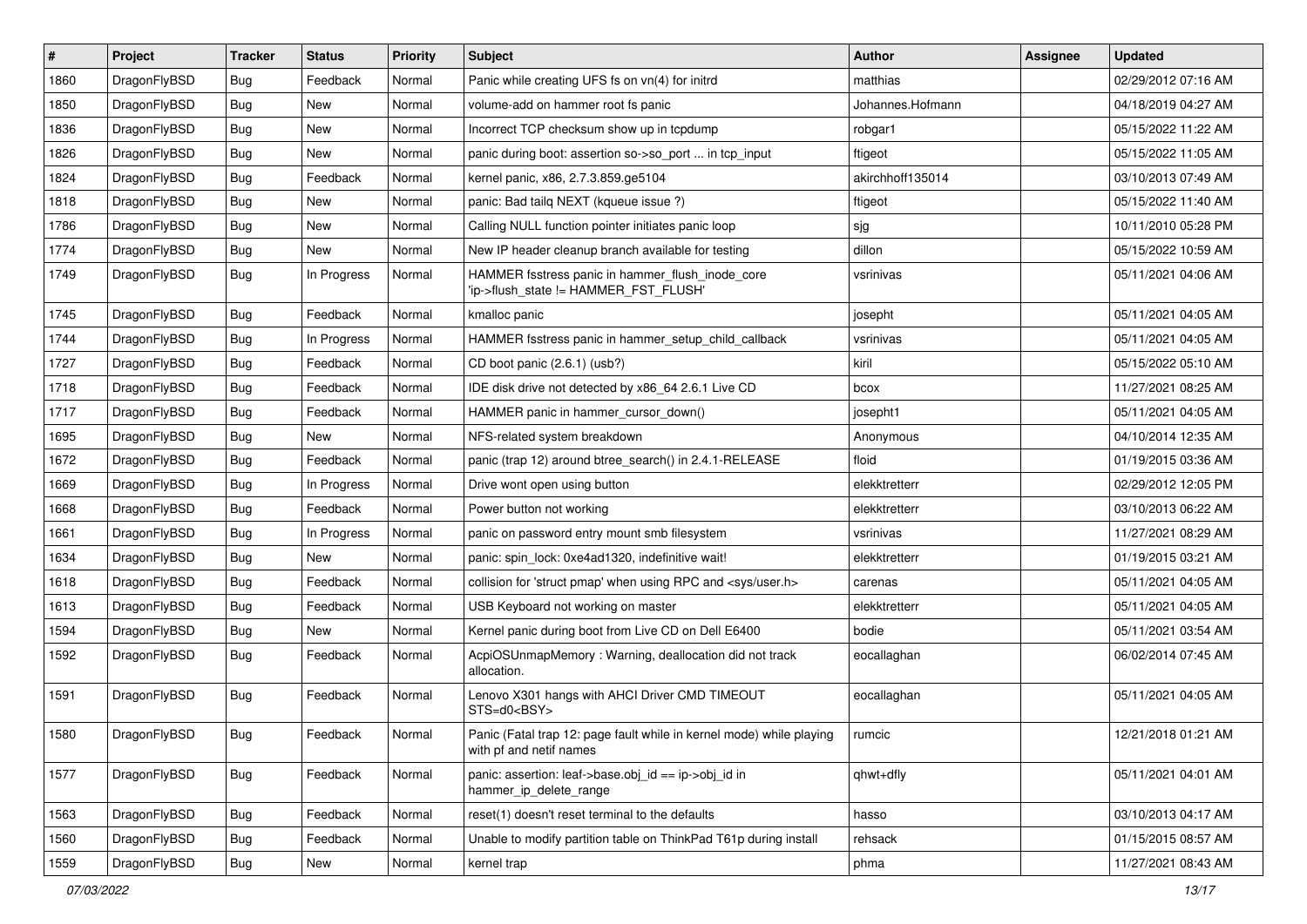| # | Project | Tracker | Status | Priority | Subject | Author | Assignee | Updated |
| --- | --- | --- | --- | --- | --- | --- | --- | --- |
| 1860 | DragonFlyBSD | Bug | Feedback | Normal | Panic while creating UFS fs on vn(4) for initrd | matthias | | 02/29/2012 07:16 AM |
| 1850 | DragonFlyBSD | Bug | New | Normal | volume-add on hammer root fs panic | Johannes.Hofmann | | 04/18/2019 04:27 AM |
| 1836 | DragonFlyBSD | Bug | New | Normal | Incorrect TCP checksum show up in tcpdump | robgar1 | | 05/15/2022 11:22 AM |
| 1826 | DragonFlyBSD | Bug | New | Normal | panic during boot: assertion so->so_port ... in tcp_input | ftigeot | | 05/15/2022 11:05 AM |
| 1824 | DragonFlyBSD | Bug | Feedback | Normal | kernel panic, x86, 2.7.3.859.ge5104 | akirchhoff135014 | | 03/10/2013 07:49 AM |
| 1818 | DragonFlyBSD | Bug | New | Normal | panic: Bad tailq NEXT (kqueue issue ?) | ftigeot | | 05/15/2022 11:40 AM |
| 1786 | DragonFlyBSD | Bug | New | Normal | Calling NULL function pointer initiates panic loop | sjg | | 10/11/2010 05:28 PM |
| 1774 | DragonFlyBSD | Bug | New | Normal | New IP header cleanup branch available for testing | dillon | | 05/15/2022 10:59 AM |
| 1749 | DragonFlyBSD | Bug | In Progress | Normal | HAMMER fsstress panic in hammer_flush_inode_core 'ip->flush_state != HAMMER_FST_FLUSH' | vsrinivas | | 05/11/2021 04:06 AM |
| 1745 | DragonFlyBSD | Bug | Feedback | Normal | kmalloc panic | josepht | | 05/11/2021 04:05 AM |
| 1744 | DragonFlyBSD | Bug | In Progress | Normal | HAMMER fsstress panic in hammer_setup_child_callback | vsrinivas | | 05/11/2021 04:05 AM |
| 1727 | DragonFlyBSD | Bug | Feedback | Normal | CD boot panic (2.6.1) (usb?) | kiril | | 05/15/2022 05:10 AM |
| 1718 | DragonFlyBSD | Bug | Feedback | Normal | IDE disk drive not detected by x86_64 2.6.1 Live CD | bcox | | 11/27/2021 08:25 AM |
| 1717 | DragonFlyBSD | Bug | Feedback | Normal | HAMMER panic in hammer_cursor_down() | josepht1 | | 05/11/2021 04:05 AM |
| 1695 | DragonFlyBSD | Bug | New | Normal | NFS-related system breakdown | Anonymous | | 04/10/2014 12:35 AM |
| 1672 | DragonFlyBSD | Bug | Feedback | Normal | panic (trap 12) around btree_search() in 2.4.1-RELEASE | floid | | 01/19/2015 03:36 AM |
| 1669 | DragonFlyBSD | Bug | In Progress | Normal | Drive wont open using button | elekktretterr | | 02/29/2012 12:05 PM |
| 1668 | DragonFlyBSD | Bug | Feedback | Normal | Power button not working | elekktretterr | | 03/10/2013 06:22 AM |
| 1661 | DragonFlyBSD | Bug | In Progress | Normal | panic on password entry mount smb filesystem | vsrinivas | | 11/27/2021 08:29 AM |
| 1634 | DragonFlyBSD | Bug | New | Normal | panic: spin_lock: 0xe4ad1320, indefinitive wait! | elekktretterr | | 01/19/2015 03:21 AM |
| 1618 | DragonFlyBSD | Bug | Feedback | Normal | collision for 'struct pmap' when using RPC and <sys/user.h> | carenas | | 05/11/2021 04:05 AM |
| 1613 | DragonFlyBSD | Bug | Feedback | Normal | USB Keyboard not working on master | elekktretterr | | 05/11/2021 04:05 AM |
| 1594 | DragonFlyBSD | Bug | New | Normal | Kernel panic during boot from Live CD on Dell E6400 | bodie | | 05/11/2021 03:54 AM |
| 1592 | DragonFlyBSD | Bug | Feedback | Normal | AcpiOSUnmapMemory : Warning, deallocation did not track allocation. | eocallaghan | | 06/02/2014 07:45 AM |
| 1591 | DragonFlyBSD | Bug | Feedback | Normal | Lenovo X301 hangs with AHCI Driver CMD TIMEOUT STS=d0<BSY> | eocallaghan | | 05/11/2021 04:05 AM |
| 1580 | DragonFlyBSD | Bug | Feedback | Normal | Panic (Fatal trap 12: page fault while in kernel mode) while playing with pf and netif names | rumcic | | 12/21/2018 01:21 AM |
| 1577 | DragonFlyBSD | Bug | Feedback | Normal | panic: assertion: leaf->base.obj_id == ip->obj_id in hammer_ip_delete_range | qhwt+dfly | | 05/11/2021 04:01 AM |
| 1563 | DragonFlyBSD | Bug | Feedback | Normal | reset(1) doesn't reset terminal to the defaults | hasso | | 03/10/2013 04:17 AM |
| 1560 | DragonFlyBSD | Bug | Feedback | Normal | Unable to modify partition table on ThinkPad T61p during install | rehsack | | 01/15/2015 08:57 AM |
| 1559 | DragonFlyBSD | Bug | New | Normal | kernel trap | phma | | 11/27/2021 08:43 AM |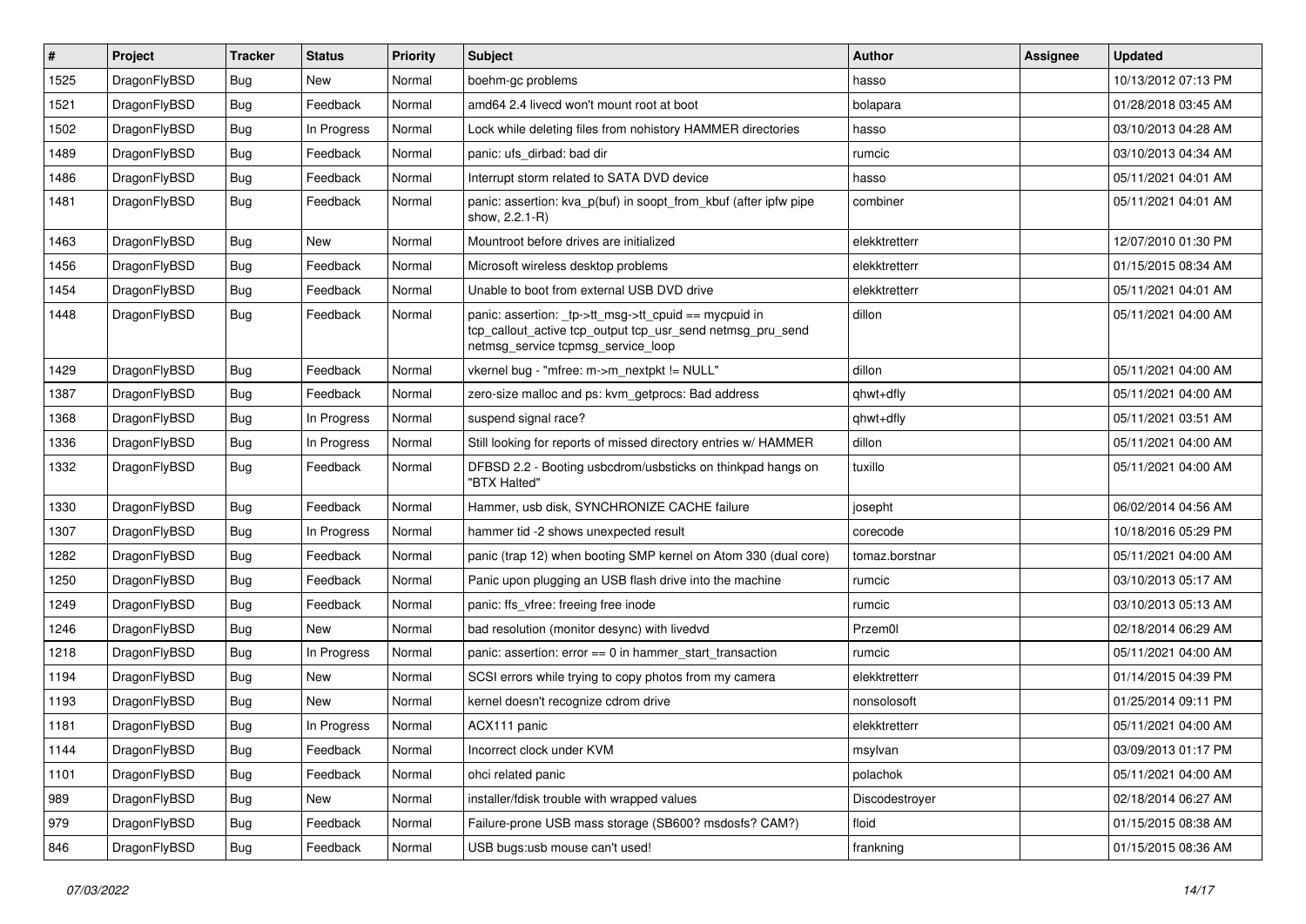| # | Project | Tracker | Status | Priority | Subject | Author | Assignee | Updated |
|---|---|---|---|---|---|---|---|---|
| 1525 | DragonFlyBSD | Bug | New | Normal | boehm-gc problems | hasso | | 10/13/2012 07:13 PM |
| 1521 | DragonFlyBSD | Bug | Feedback | Normal | amd64 2.4 livecd won't mount root at boot | bolapara | | 01/28/2018 03:45 AM |
| 1502 | DragonFlyBSD | Bug | In Progress | Normal | Lock while deleting files from nohistory HAMMER directories | hasso | | 03/10/2013 04:28 AM |
| 1489 | DragonFlyBSD | Bug | Feedback | Normal | panic: ufs_dirbad: bad dir | rumcic | | 03/10/2013 04:34 AM |
| 1486 | DragonFlyBSD | Bug | Feedback | Normal | Interrupt storm related to SATA DVD device | hasso | | 05/11/2021 04:01 AM |
| 1481 | DragonFlyBSD | Bug | Feedback | Normal | panic: assertion: kva_p(buf) in soopt_from_kbuf (after ipfw pipe show, 2.2.1-R) | combiner | | 05/11/2021 04:01 AM |
| 1463 | DragonFlyBSD | Bug | New | Normal | Mountroot before drives are initialized | elekktretterr | | 12/07/2010 01:30 PM |
| 1456 | DragonFlyBSD | Bug | Feedback | Normal | Microsoft wireless desktop problems | elekktretterr | | 01/15/2015 08:34 AM |
| 1454 | DragonFlyBSD | Bug | Feedback | Normal | Unable to boot from external USB DVD drive | elekktretterr | | 05/11/2021 04:01 AM |
| 1448 | DragonFlyBSD | Bug | Feedback | Normal | panic: assertion: _tp->tt_msg->tt_cpuid == mycpuid in tcp_callout_active tcp_output tcp_usr_send netmsg_pru_send netmsg_service tcpmsg_service_loop | dillon | | 05/11/2021 04:00 AM |
| 1429 | DragonFlyBSD | Bug | Feedback | Normal | vkernel bug - "mfree: m->m_nextpkt != NULL" | dillon | | 05/11/2021 04:00 AM |
| 1387 | DragonFlyBSD | Bug | Feedback | Normal | zero-size malloc and ps: kvm_getprocs: Bad address | qhwt+dfly | | 05/11/2021 04:00 AM |
| 1368 | DragonFlyBSD | Bug | In Progress | Normal | suspend signal race? | qhwt+dfly | | 05/11/2021 03:51 AM |
| 1336 | DragonFlyBSD | Bug | In Progress | Normal | Still looking for reports of missed directory entries w/ HAMMER | dillon | | 05/11/2021 04:00 AM |
| 1332 | DragonFlyBSD | Bug | Feedback | Normal | DFBSD 2.2 - Booting usbcdrom/usbsticks on thinkpad hangs on "BTX Halted" | tuxillo | | 05/11/2021 04:00 AM |
| 1330 | DragonFlyBSD | Bug | Feedback | Normal | Hammer, usb disk, SYNCHRONIZE CACHE failure | josepht | | 06/02/2014 04:56 AM |
| 1307 | DragonFlyBSD | Bug | In Progress | Normal | hammer tid -2 shows unexpected result | corecode | | 10/18/2016 05:29 PM |
| 1282 | DragonFlyBSD | Bug | Feedback | Normal | panic (trap 12) when booting SMP kernel on Atom 330 (dual core) | tomaz.borstnar | | 05/11/2021 04:00 AM |
| 1250 | DragonFlyBSD | Bug | Feedback | Normal | Panic upon plugging an USB flash drive into the machine | rumcic | | 03/10/2013 05:17 AM |
| 1249 | DragonFlyBSD | Bug | Feedback | Normal | panic: ffs_vfree: freeing free inode | rumcic | | 03/10/2013 05:13 AM |
| 1246 | DragonFlyBSD | Bug | New | Normal | bad resolution (monitor desync) with livedvd | Przem0l | | 02/18/2014 06:29 AM |
| 1218 | DragonFlyBSD | Bug | In Progress | Normal | panic: assertion: error == 0 in hammer_start_transaction | rumcic | | 05/11/2021 04:00 AM |
| 1194 | DragonFlyBSD | Bug | New | Normal | SCSI errors while trying to copy photos from my camera | elekktretterr | | 01/14/2015 04:39 PM |
| 1193 | DragonFlyBSD | Bug | New | Normal | kernel doesn't recognize cdrom drive | nonsolosoft | | 01/25/2014 09:11 PM |
| 1181 | DragonFlyBSD | Bug | In Progress | Normal | ACX111 panic | elekktretterr | | 05/11/2021 04:00 AM |
| 1144 | DragonFlyBSD | Bug | Feedback | Normal | Incorrect clock under KVM | msylvan | | 03/09/2013 01:17 PM |
| 1101 | DragonFlyBSD | Bug | Feedback | Normal | ohci related panic | polachok | | 05/11/2021 04:00 AM |
| 989 | DragonFlyBSD | Bug | New | Normal | installer/fdisk trouble with wrapped values | Discodestroyer | | 02/18/2014 06:27 AM |
| 979 | DragonFlyBSD | Bug | Feedback | Normal | Failure-prone USB mass storage (SB600? msdosfs? CAM?) | floid | | 01/15/2015 08:38 AM |
| 846 | DragonFlyBSD | Bug | Feedback | Normal | USB bugs:usb mouse can't used! | frankning | | 01/15/2015 08:36 AM |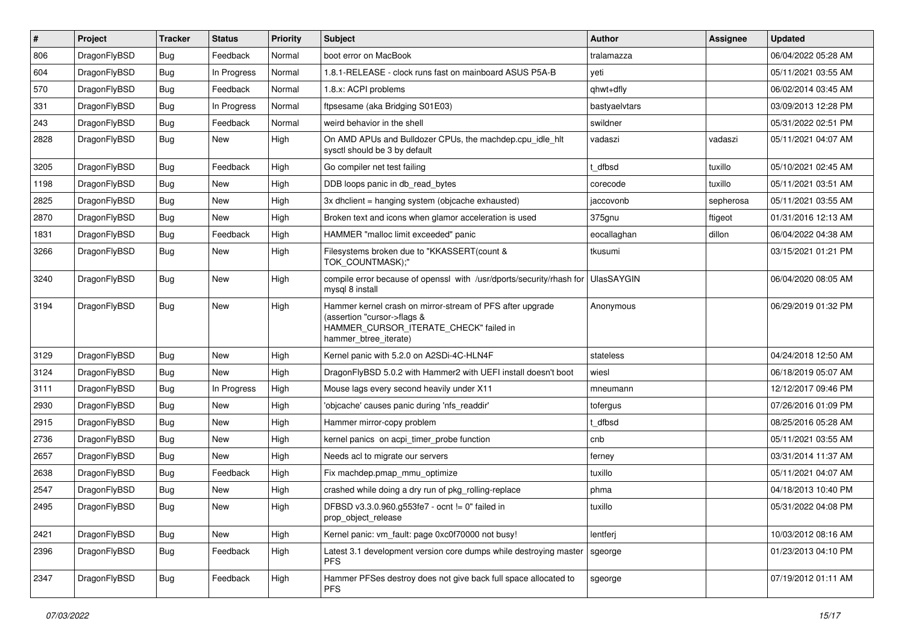| # | Project | Tracker | Status | Priority | Subject | Author | Assignee | Updated |
|---|---|---|---|---|---|---|---|---|
| 806 | DragonFlyBSD | Bug | Feedback | Normal | boot error on MacBook | tralamazza | | 06/04/2022 05:28 AM |
| 604 | DragonFlyBSD | Bug | In Progress | Normal | 1.8.1-RELEASE - clock runs fast on mainboard ASUS P5A-B | yeti | | 05/11/2021 03:55 AM |
| 570 | DragonFlyBSD | Bug | Feedback | Normal | 1.8.x: ACPI problems | qhwt+dfly | | 06/02/2014 03:45 AM |
| 331 | DragonFlyBSD | Bug | In Progress | Normal | ftpsesame (aka Bridging S01E03) | bastyaelvtars | | 03/09/2013 12:28 PM |
| 243 | DragonFlyBSD | Bug | Feedback | Normal | weird behavior in the shell | swildner | | 05/31/2022 02:51 PM |
| 2828 | DragonFlyBSD | Bug | New | High | On AMD APUs and Bulldozer CPUs, the machdep.cpu_idle_hlt sysctl should be 3 by default | vadaszi | vadaszi | 05/11/2021 04:07 AM |
| 3205 | DragonFlyBSD | Bug | Feedback | High | Go compiler net test failing | t_dfbsd | tuxillo | 05/10/2021 02:45 AM |
| 1198 | DragonFlyBSD | Bug | New | High | DDB loops panic in db_read_bytes | corecode | tuxillo | 05/11/2021 03:51 AM |
| 2825 | DragonFlyBSD | Bug | New | High | 3x dhclient = hanging system (objcache exhausted) | jaccovonb | sepherosa | 05/11/2021 03:55 AM |
| 2870 | DragonFlyBSD | Bug | New | High | Broken text and icons when glamor acceleration is used | 375gnu | ftigeot | 01/31/2016 12:13 AM |
| 1831 | DragonFlyBSD | Bug | Feedback | High | HAMMER "malloc limit exceeded" panic | eocallaghan | dillon | 06/04/2022 04:38 AM |
| 3266 | DragonFlyBSD | Bug | New | High | Filesystems broken due to "KKASSERT(count & TOK_COUNTMASK);" | tkusumi | | 03/15/2021 01:21 PM |
| 3240 | DragonFlyBSD | Bug | New | High | compile error because of openssl with /usr/dports/security/rhash for mysql 8 install | UlasSAYGIN | | 06/04/2020 08:05 AM |
| 3194 | DragonFlyBSD | Bug | New | High | Hammer kernel crash on mirror-stream of PFS after upgrade (assertion "cursor->flags & HAMMER_CURSOR_ITERATE_CHECK" failed in hammer_btree_iterate) | Anonymous | | 06/29/2019 01:32 PM |
| 3129 | DragonFlyBSD | Bug | New | High | Kernel panic with 5.2.0 on A2SDi-4C-HLN4F | stateless | | 04/24/2018 12:50 AM |
| 3124 | DragonFlyBSD | Bug | New | High | DragonFlyBSD 5.0.2 with Hammer2 with UEFI install doesn't boot | wiesl | | 06/18/2019 05:07 AM |
| 3111 | DragonFlyBSD | Bug | In Progress | High | Mouse lags every second heavily under X11 | mneumann | | 12/12/2017 09:46 PM |
| 2930 | DragonFlyBSD | Bug | New | High | 'objcache' causes panic during 'nfs_readdir' | tofergus | | 07/26/2016 01:09 PM |
| 2915 | DragonFlyBSD | Bug | New | High | Hammer mirror-copy problem | t_dfbsd | | 08/25/2016 05:28 AM |
| 2736 | DragonFlyBSD | Bug | New | High | kernel panics on acpi_timer_probe function | cnb | | 05/11/2021 03:55 AM |
| 2657 | DragonFlyBSD | Bug | New | High | Needs acl to migrate our servers | ferney | | 03/31/2014 11:37 AM |
| 2638 | DragonFlyBSD | Bug | Feedback | High | Fix machdep.pmap_mmu_optimize | tuxillo | | 05/11/2021 04:07 AM |
| 2547 | DragonFlyBSD | Bug | New | High | crashed while doing a dry run of pkg_rolling-replace | phma | | 04/18/2013 10:40 PM |
| 2495 | DragonFlyBSD | Bug | New | High | DFBSD v3.3.0.960.g553fe7 - ocnt != 0" failed in prop_object_release | tuxillo | | 05/31/2022 04:08 PM |
| 2421 | DragonFlyBSD | Bug | New | High | Kernel panic: vm_fault: page 0xc0f70000 not busy! | lentferj | | 10/03/2012 08:16 AM |
| 2396 | DragonFlyBSD | Bug | Feedback | High | Latest 3.1 development version core dumps while destroying master PFS | sgeorge | | 01/23/2013 04:10 PM |
| 2347 | DragonFlyBSD | Bug | Feedback | High | Hammer PFSes destroy does not give back full space allocated to PFS | sgeorge | | 07/19/2012 01:11 AM |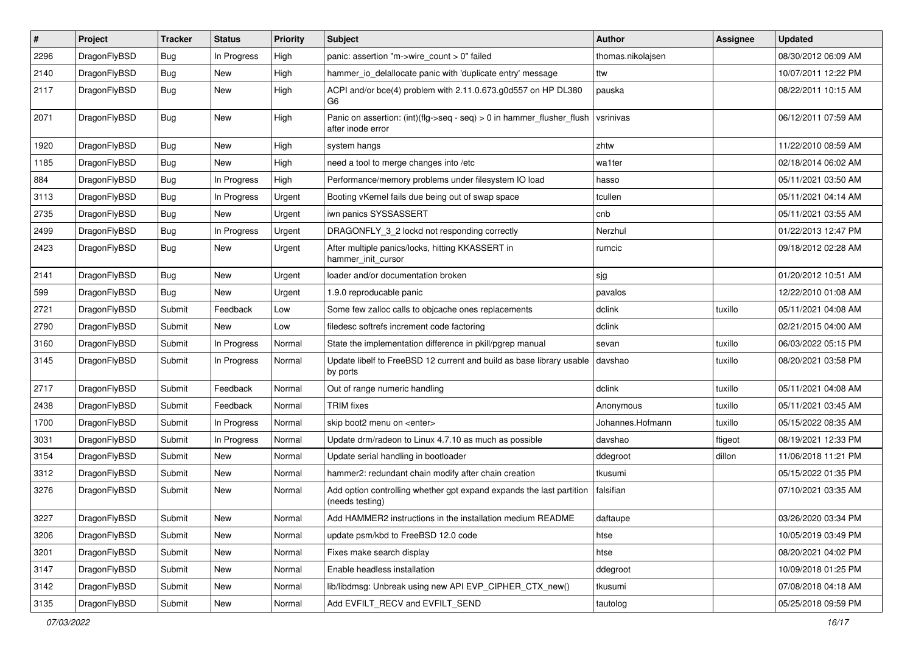| # | Project | Tracker | Status | Priority | Subject | Author | Assignee | Updated |
|---|---|---|---|---|---|---|---|---|
| 2296 | DragonFlyBSD | Bug | In Progress | High | panic: assertion "m->wire_count > 0" failed | thomas.nikolajsen | | 08/30/2012 06:09 AM |
| 2140 | DragonFlyBSD | Bug | New | High | hammer_io_delallocate panic with 'duplicate entry' message | ttw | | 10/07/2011 12:22 PM |
| 2117 | DragonFlyBSD | Bug | New | High | ACPI and/or bce(4) problem with 2.11.0.673.g0d557 on HP DL380 G6 | pauska | | 08/22/2011 10:15 AM |
| 2071 | DragonFlyBSD | Bug | New | High | Panic on assertion: (int)(flg->seq - seq) > 0 in hammer_flusher_flush after inode error | vsrinivas | | 06/12/2011 07:59 AM |
| 1920 | DragonFlyBSD | Bug | New | High | system hangs | zhtw | | 11/22/2010 08:59 AM |
| 1185 | DragonFlyBSD | Bug | New | High | need a tool to merge changes into /etc | wa1ter | | 02/18/2014 06:02 AM |
| 884 | DragonFlyBSD | Bug | In Progress | High | Performance/memory problems under filesystem IO load | hasso | | 05/11/2021 03:50 AM |
| 3113 | DragonFlyBSD | Bug | In Progress | Urgent | Booting vKernel fails due being out of swap space | tcullen | | 05/11/2021 04:14 AM |
| 2735 | DragonFlyBSD | Bug | New | Urgent | iwn panics SYSSASSERT | cnb | | 05/11/2021 03:55 AM |
| 2499 | DragonFlyBSD | Bug | In Progress | Urgent | DRAGONFLY_3_2 lockd not responding correctly | Nerzhul | | 01/22/2013 12:47 PM |
| 2423 | DragonFlyBSD | Bug | New | Urgent | After multiple panics/locks, hitting KKASSERT in hammer_init_cursor | rumcic | | 09/18/2012 02:28 AM |
| 2141 | DragonFlyBSD | Bug | New | Urgent | loader and/or documentation broken | sjg | | 01/20/2012 10:51 AM |
| 599 | DragonFlyBSD | Bug | New | Urgent | 1.9.0 reproducable panic | pavalos | | 12/22/2010 01:08 AM |
| 2721 | DragonFlyBSD | Submit | Feedback | Low | Some few zalloc calls to objcache ones replacements | dclink | tuxillo | 05/11/2021 04:08 AM |
| 2790 | DragonFlyBSD | Submit | New | Low | filedesc softrefs increment code factoring | dclink | | 02/21/2015 04:00 AM |
| 3160 | DragonFlyBSD | Submit | In Progress | Normal | State the implementation difference in pkill/pgrep manual | sevan | tuxillo | 06/03/2022 05:15 PM |
| 3145 | DragonFlyBSD | Submit | In Progress | Normal | Update libelf to FreeBSD 12 current and build as base library usable by ports | davshao | tuxillo | 08/20/2021 03:58 PM |
| 2717 | DragonFlyBSD | Submit | Feedback | Normal | Out of range numeric handling | dclink | tuxillo | 05/11/2021 04:08 AM |
| 2438 | DragonFlyBSD | Submit | Feedback | Normal | TRIM fixes | Anonymous | tuxillo | 05/11/2021 03:45 AM |
| 1700 | DragonFlyBSD | Submit | In Progress | Normal | skip boot2 menu on <enter> | Johannes.Hofmann | tuxillo | 05/15/2022 08:35 AM |
| 3031 | DragonFlyBSD | Submit | In Progress | Normal | Update drm/radeon to Linux 4.7.10 as much as possible | davshao | ftigeot | 08/19/2021 12:33 PM |
| 3154 | DragonFlyBSD | Submit | New | Normal | Update serial handling in bootloader | ddegroot | dillon | 11/06/2018 11:21 PM |
| 3312 | DragonFlyBSD | Submit | New | Normal | hammer2: redundant chain modify after chain creation | tkusumi | | 05/15/2022 01:35 PM |
| 3276 | DragonFlyBSD | Submit | New | Normal | Add option controlling whether gpt expand expands the last partition (needs testing) | falsifian | | 07/10/2021 03:35 AM |
| 3227 | DragonFlyBSD | Submit | New | Normal | Add HAMMER2 instructions in the installation medium README | daftaupe | | 03/26/2020 03:34 PM |
| 3206 | DragonFlyBSD | Submit | New | Normal | update psm/kbd to FreeBSD 12.0 code | htse | | 10/05/2019 03:49 PM |
| 3201 | DragonFlyBSD | Submit | New | Normal | Fixes make search display | htse | | 08/20/2021 04:02 PM |
| 3147 | DragonFlyBSD | Submit | New | Normal | Enable headless installation | ddegroot | | 10/09/2018 01:25 PM |
| 3142 | DragonFlyBSD | Submit | New | Normal | lib/libdmsg: Unbreak using new API EVP_CIPHER_CTX_new() | tkusumi | | 07/08/2018 04:18 AM |
| 3135 | DragonFlyBSD | Submit | New | Normal | Add EVFILT_RECV and EVFILT_SEND | tautolog | | 05/25/2018 09:59 PM |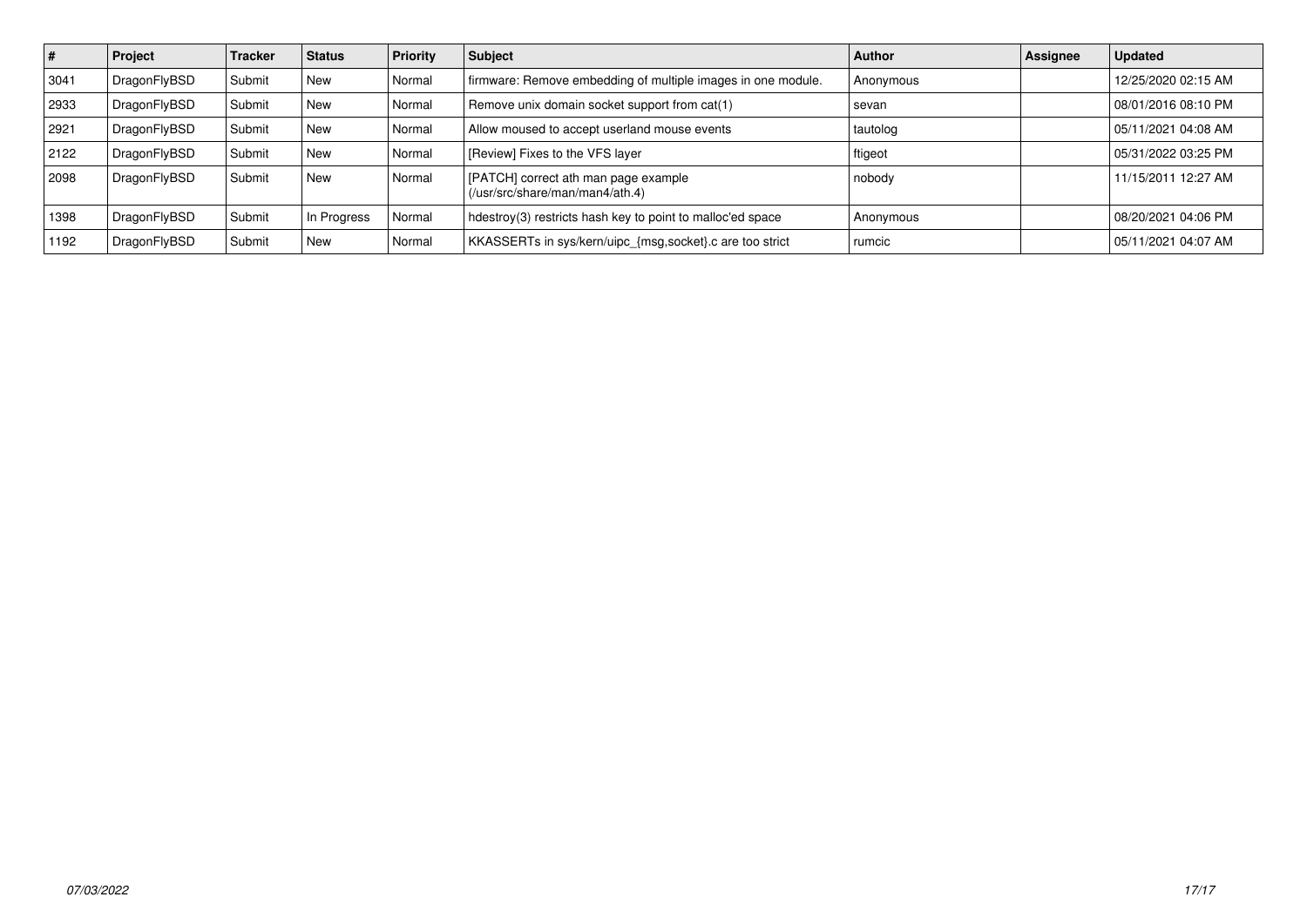| # | Project | Tracker | Status | Priority | Subject | Author | Assignee | Updated |
|---|---|---|---|---|---|---|---|---|
| 3041 | DragonFlyBSD | Submit | New | Normal | firmware: Remove embedding of multiple images in one module. | Anonymous | | 12/25/2020 02:15 AM |
| 2933 | DragonFlyBSD | Submit | New | Normal | Remove unix domain socket support from cat(1) | sevan | | 08/01/2016 08:10 PM |
| 2921 | DragonFlyBSD | Submit | New | Normal | Allow moused to accept userland mouse events | tautolog | | 05/11/2021 04:08 AM |
| 2122 | DragonFlyBSD | Submit | New | Normal | [Review] Fixes to the VFS layer | ftigeot | | 05/31/2022 03:25 PM |
| 2098 | DragonFlyBSD | Submit | New | Normal | [PATCH] correct ath man page example (/usr/src/share/man/man4/ath.4) | nobody | | 11/15/2011 12:27 AM |
| 1398 | DragonFlyBSD | Submit | In Progress | Normal | hdestroy(3) restricts hash key to point to malloc'ed space | Anonymous | | 08/20/2021 04:06 PM |
| 1192 | DragonFlyBSD | Submit | New | Normal | KKASSERTs in sys/kern/uipc_{msg,socket}.c are too strict | rumcic | | 05/11/2021 04:07 AM |

*07/03/2022*